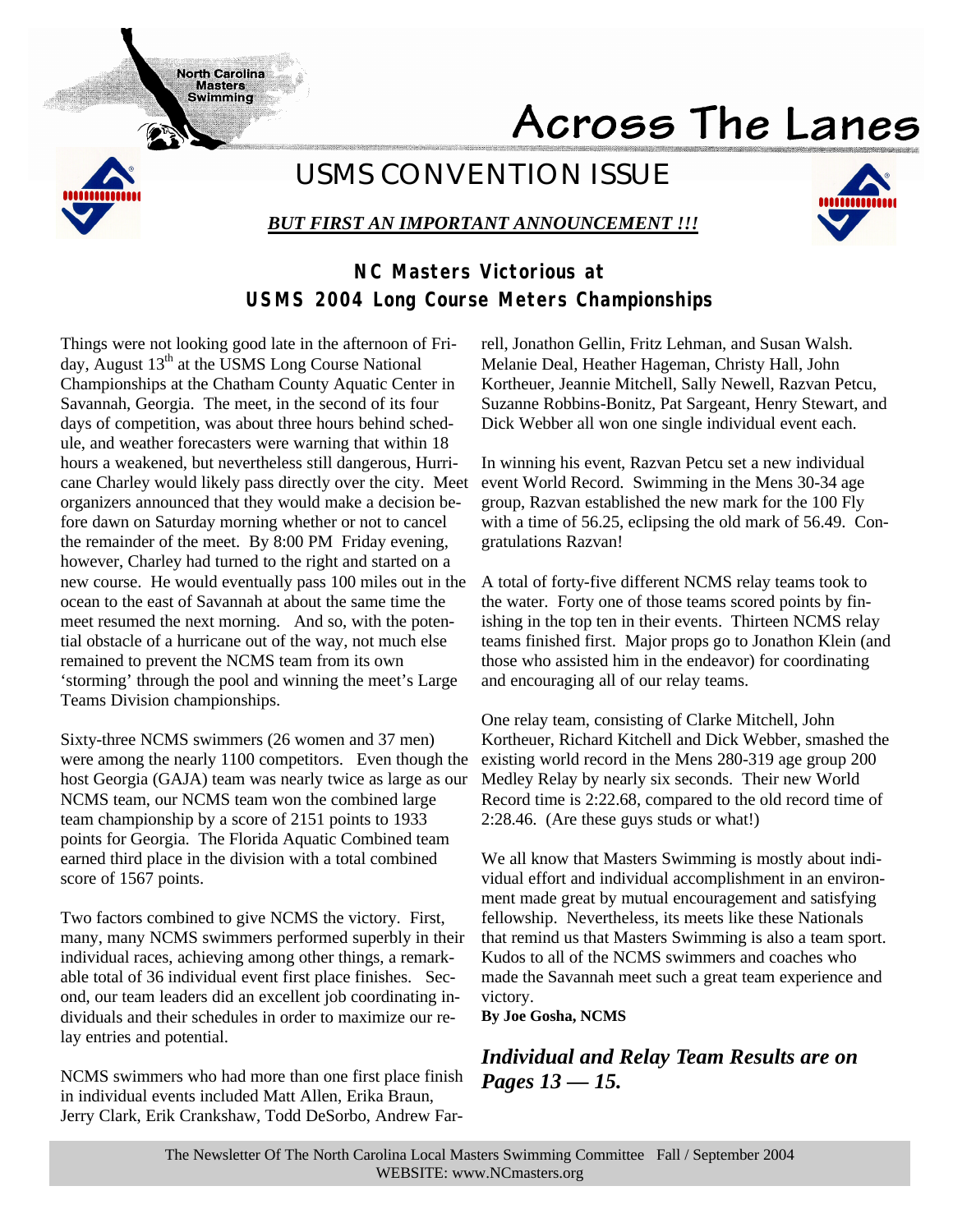# Across The Lanes

North Carolina Masters Swimming

## USMS CONVENTION ISSUE

***BUT FIRST AN IMPORTANT ANNOUNCEMENT !!!***

### NC Masters Victorious at USMS 2004 Long Course Meters Championships

Things were not looking good late in the afternoon of Friday, August 13th at the USMS Long Course National Championships at the Chatham County Aquatic Center in Savannah, Georgia. The meet, in the second of its four days of competition, was about three hours behind schedule, and weather forecasters were warning that within 18 hours a weakened, but nevertheless still dangerous, Hurricane Charley would likely pass directly over the city. Meet organizers announced that they would make a decision before dawn on Saturday morning whether or not to cancel the remainder of the meet. By 8:00 PM Friday evening, however, Charley had turned to the right and started on a new course. He would eventually pass 100 miles out in the ocean to the east of Savannah at about the same time the meet resumed the next morning. And so, with the potential obstacle of a hurricane out of the way, not much else remained to prevent the NCMS team from its own 'storming' through the pool and winning the meet's Large Teams Division championships.

Sixty-three NCMS swimmers (26 women and 37 men) were among the nearly 1100 competitors. Even though the host Georgia (GAJA) team was nearly twice as large as our NCMS team, our NCMS team won the combined large team championship by a score of 2151 points to 1933 points for Georgia. The Florida Aquatic Combined team earned third place in the division with a total combined score of 1567 points.

Two factors combined to give NCMS the victory. First, many, many NCMS swimmers performed superbly in their individual races, achieving among other things, a remarkable total of 36 individual event first place finishes. Second, our team leaders did an excellent job coordinating individuals and their schedules in order to maximize our relay entries and potential.

NCMS swimmers who had more than one first place finish in individual events included Matt Allen, Erika Braun, Jerry Clark, Erik Crankshaw, Todd DeSorbo, Andrew Farrell, Jonathon Gellin, Fritz Lehman, and Susan Walsh. Melanie Deal, Heather Hageman, Christy Hall, John Kortheuer, Jeannie Mitchell, Sally Newell, Razvan Petcu, Suzanne Robbins-Bonitz, Pat Sargeant, Henry Stewart, and Dick Webber all won one single individual event each.

In winning his event, Razvan Petcu set a new individual event World Record. Swimming in the Mens 30-34 age group, Razvan established the new mark for the 100 Fly with a time of 56.25, eclipsing the old mark of 56.49. Congratulations Razvan!

A total of forty-five different NCMS relay teams took to the water. Forty one of those teams scored points by finishing in the top ten in their events. Thirteen NCMS relay teams finished first. Major props go to Jonathon Klein (and those who assisted him in the endeavor) for coordinating and encouraging all of our relay teams.

One relay team, consisting of Clarke Mitchell, John Kortheuer, Richard Kitchell and Dick Webber, smashed the existing world record in the Mens 280-319 age group 200 Medley Relay by nearly six seconds. Their new World Record time is 2:22.68, compared to the old record time of 2:28.46. (Are these guys studs or what!)

We all know that Masters Swimming is mostly about individual effort and individual accomplishment in an environment made great by mutual encouragement and satisfying fellowship. Nevertheless, its meets like these Nationals that remind us that Masters Swimming is also a team sport. Kudos to all of the NCMS swimmers and coaches who made the Savannah meet such a great team experience and victory.

**By Joe Gosha, NCMS**

***Individual and Relay Team Results are on Pages 13 — 15.***

The Newsletter Of The North Carolina Local Masters Swimming Committee Fall / September 2004
WEBSITE: www.NCmasters.org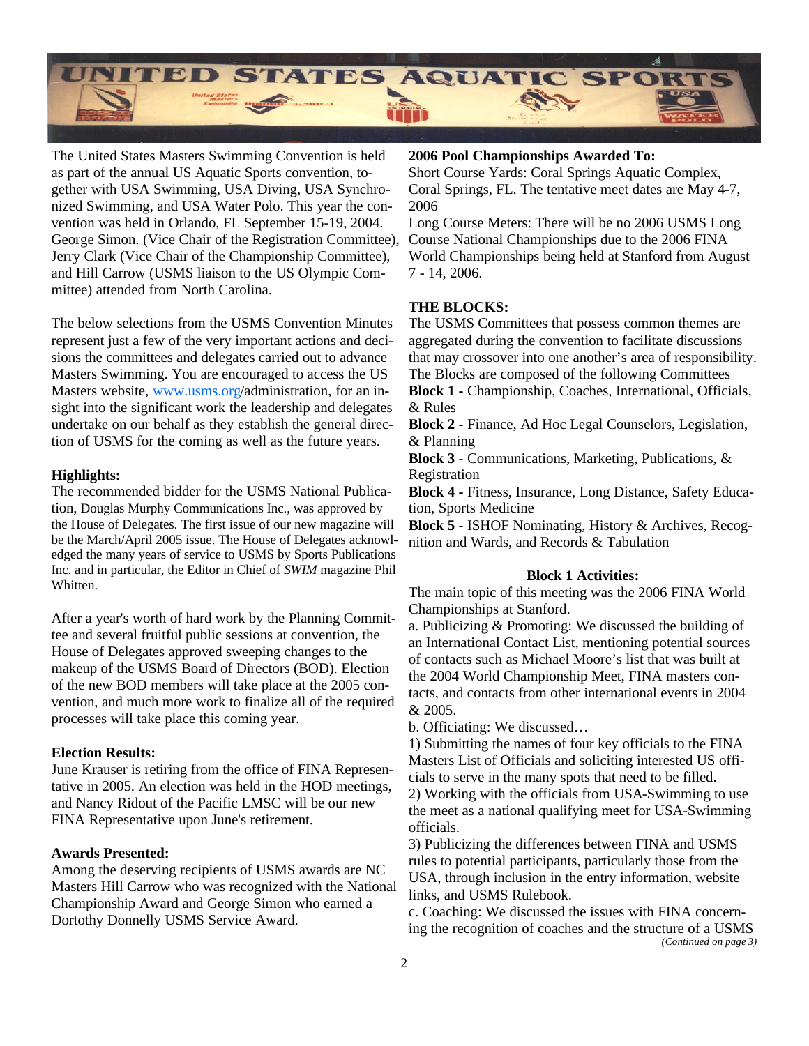The United States Masters Swimming Convention is held as part of the annual US Aquatic Sports convention, together with USA Swimming, USA Diving, USA Synchronized Swimming, and USA Water Polo. This year the convention was held in Orlando, FL September 15-19, 2004. George Simon. (Vice Chair of the Registration Committee), Jerry Clark (Vice Chair of the Championship Committee), and Hill Carrow (USMS liaison to the US Olympic Committee) attended from North Carolina.

The below selections from the USMS Convention Minutes represent just a few of the very important actions and decisions the committees and delegates carried out to advance Masters Swimming. You are encouraged to access the US Masters website, www.usms.org/administration, for an insight into the significant work the leadership and delegates undertake on our behalf as they establish the general direction of USMS for the coming as well as the future years.

**Highlights:**
The recommended bidder for the USMS National Publication, Douglas Murphy Communications Inc., was approved by the House of Delegates. The first issue of our new magazine will be the March/April 2005 issue. The House of Delegates acknowledged the many years of service to USMS by Sports Publications Inc. and in particular, the Editor in Chief of *SWIM* magazine Phil Whitten.

After a year's worth of hard work by the Planning Committee and several fruitful public sessions at convention, the House of Delegates approved sweeping changes to the makeup of the USMS Board of Directors (BOD). Election of the new BOD members will take place at the 2005 convention, and much more work to finalize all of the required processes will take place this coming year.

**Election Results:**
June Krauser is retiring from the office of FINA Representative in 2005. An election was held in the HOD meetings, and Nancy Ridout of the Pacific LMSC will be our new FINA Representative upon June's retirement.

**Awards Presented:**
Among the deserving recipients of USMS awards are NC Masters Hill Carrow who was recognized with the National Championship Award and George Simon who earned a Dortothy Donnelly USMS Service Award.

**2006 Pool Championships Awarded To:**
Short Course Yards: Coral Springs Aquatic Complex, Coral Springs, FL. The tentative meet dates are May 4-7, 2006
Long Course Meters: There will be no 2006 USMS Long Course National Championships due to the 2006 FINA World Championships being held at Stanford from August 7 - 14, 2006.

**THE BLOCKS:**
The USMS Committees that possess common themes are aggregated during the convention to facilitate discussions that may crossover into one another's area of responsibility. The Blocks are composed of the following Committees

**Block 1 -** Championship, Coaches, International, Officials, & Rules
**Block 2 -** Finance, Ad Hoc Legal Counselors, Legislation, & Planning
**Block 3 -** Communications, Marketing, Publications, & Registration
**Block 4 -** Fitness, Insurance, Long Distance, Safety Education, Sports Medicine
**Block 5 -** ISHOF Nominating, History & Archives, Recognition and Wards, and Records & Tabulation

**Block 1 Activities:**
The main topic of this meeting was the 2006 FINA World Championships at Stanford.

a. Publicizing & Promoting: We discussed the building of an International Contact List, mentioning potential sources of contacts such as Michael Moore's list that was built at the 2004 World Championship Meet, FINA masters contacts, and contacts from other international events in 2004 & 2005.

b. Officiating: We discussed…

1) Submitting the names of four key officials to the FINA Masters List of Officials and soliciting interested US officials to serve in the many spots that need to be filled.
2) Working with the officials from USA-Swimming to use the meet as a national qualifying meet for USA-Swimming officials.
3) Publicizing the differences between FINA and USMS rules to potential participants, particularly those from the USA, through inclusion in the entry information, website links, and USMS Rulebook.

c. Coaching: We discussed the issues with FINA concerning the recognition of coaches and the structure of a USMS

*(Continued on page 3)*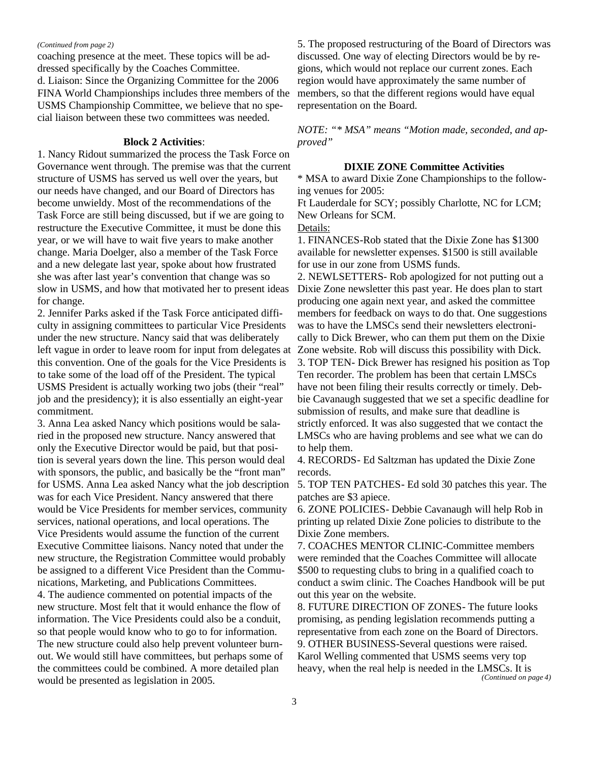*(Continued from page 2)*

coaching presence at the meet. These topics will be addressed specifically by the Coaches Committee.

d. Liaison: Since the Organizing Committee for the 2006 FINA World Championships includes three members of the USMS Championship Committee, we believe that no special liaison between these two committees was needed.

**Block 2 Activities**:

1. Nancy Ridout summarized the process the Task Force on Governance went through. The premise was that the current structure of USMS has served us well over the years, but our needs have changed, and our Board of Directors has become unwieldy. Most of the recommendations of the Task Force are still being discussed, but if we are going to restructure the Executive Committee, it must be done this year, or we will have to wait five years to make another change. Maria Doelger, also a member of the Task Force and a new delegate last year, spoke about how frustrated she was after last year's convention that change was so slow in USMS, and how that motivated her to present ideas for change.
2. Jennifer Parks asked if the Task Force anticipated difficulty in assigning committees to particular Vice Presidents under the new structure. Nancy said that was deliberately left vague in order to leave room for input from delegates at this convention. One of the goals for the Vice Presidents is to take some of the load off of the President. The typical USMS President is actually working two jobs (their "real" job and the presidency); it is also essentially an eight-year commitment.
3. Anna Lea asked Nancy which positions would be salaried in the proposed new structure. Nancy answered that only the Executive Director would be paid, but that position is several years down the line. This person would deal with sponsors, the public, and basically be the "front man" for USMS. Anna Lea asked Nancy what the job description was for each Vice President. Nancy answered that there would be Vice Presidents for member services, community services, national operations, and local operations. The Vice Presidents would assume the function of the current Executive Committee liaisons. Nancy noted that under the new structure, the Registration Committee would probably be assigned to a different Vice President than the Communications, Marketing, and Publications Committees.
4. The audience commented on potential impacts of the new structure. Most felt that it would enhance the flow of information. The Vice Presidents could also be a conduit, so that people would know who to go to for information. The new structure could also help prevent volunteer burnout. We would still have committees, but perhaps some of the committees could be combined. A more detailed plan would be presented as legislation in 2005.
5. The proposed restructuring of the Board of Directors was discussed. One way of electing Directors would be by regions, which would not replace our current zones. Each region would have approximately the same number of members, so that the different regions would have equal representation on the Board.

*NOTE: "* MSA" means "Motion made, seconded, and approved"*

**DIXIE ZONE Committee Activities**

* MSA to award Dixie Zone Championships to the following venues for 2005:

Ft Lauderdale for SCY; possibly Charlotte, NC for LCM; New Orleans for SCM.

Details:

1. FINANCES-Rob stated that the Dixie Zone has $1300 available for newsletter expenses. $1500 is still available for use in our zone from USMS funds.
2. NEWLSETTERS- Rob apologized for not putting out a Dixie Zone newsletter this past year. He does plan to start producing one again next year, and asked the committee members for feedback on ways to do that. One suggestions was to have the LMSCs send their newsletters electronically to Dick Brewer, who can them put them on the Dixie Zone website. Rob will discuss this possibility with Dick.
3. TOP TEN- Dick Brewer has resigned his position as Top Ten recorder. The problem has been that certain LMSCs have not been filing their results correctly or timely. Debbie Cavanaugh suggested that we set a specific deadline for submission of results, and make sure that deadline is strictly enforced. It was also suggested that we contact the LMSCs who are having problems and see what we can do to help them.
4. RECORDS- Ed Saltzman has updated the Dixie Zone records.
5. TOP TEN PATCHES- Ed sold 30 patches this year. The patches are $3 apiece.
6. ZONE POLICIES- Debbie Cavanaugh will help Rob in printing up related Dixie Zone policies to distribute to the Dixie Zone members.
7. COACHES MENTOR CLINIC-Committee members were reminded that the Coaches Committee will allocate $500 to requesting clubs to bring in a qualified coach to conduct a swim clinic. The Coaches Handbook will be put out this year on the website.
8. FUTURE DIRECTION OF ZONES- The future looks promising, as pending legislation recommends putting a representative from each zone on the Board of Directors.
9. OTHER BUSINESS-Several questions were raised. Karol Welling commented that USMS seems very top heavy, when the real help is needed in the LMSCs. It is

*(Continued on page 4)*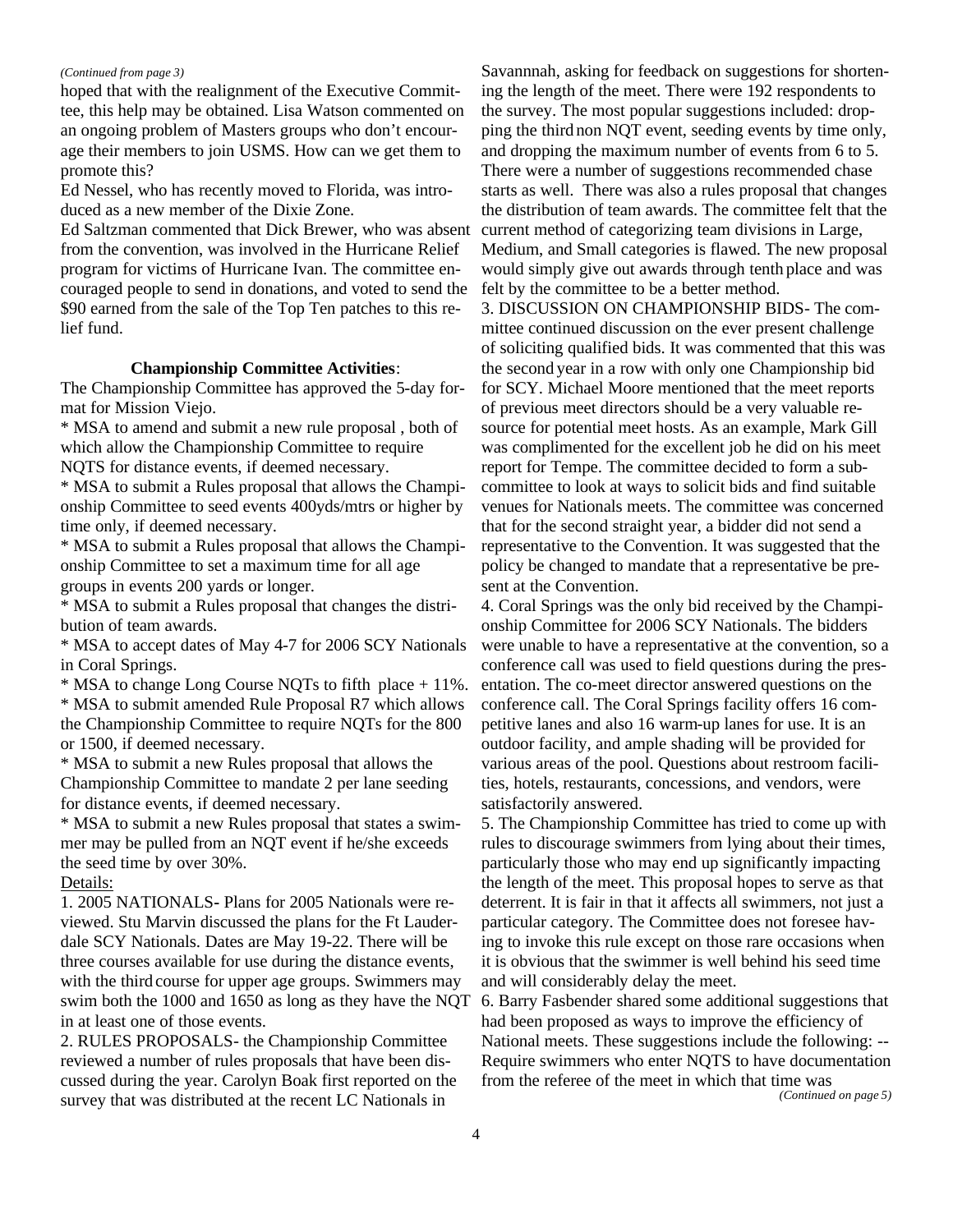*(Continued from page 3)*

hoped that with the realignment of the Executive Committee, this help may be obtained. Lisa Watson commented on an ongoing problem of Masters groups who don't encourage their members to join USMS. How can we get them to promote this?

Ed Nessel, who has recently moved to Florida, was introduced as a new member of the Dixie Zone.

Ed Saltzman commented that Dick Brewer, who was absent from the convention, was involved in the Hurricane Relief program for victims of Hurricane Ivan. The committee encouraged people to send in donations, and voted to send the $90 earned from the sale of the Top Ten patches to this relief fund.

**Championship Committee Activities**:

The Championship Committee has approved the 5-day format for Mission Viejo.

* MSA to amend and submit a new rule proposal , both of which allow the Championship Committee to require NQTS for distance events, if deemed necessary.

* MSA to submit a Rules proposal that allows the Championship Committee to seed events 400yds/mtrs or higher by time only, if deemed necessary.

* MSA to submit a Rules proposal that allows the Championship Committee to set a maximum time for all age groups in events 200 yards or longer.

* MSA to submit a Rules proposal that changes the distribution of team awards.

* MSA to accept dates of May 4-7 for 2006 SCY Nationals in Coral Springs.

* MSA to change Long Course NQTs to fifth place + 11%.

* MSA to submit amended Rule Proposal R7 which allows the Championship Committee to require NQTs for the 800 or 1500, if deemed necessary.

* MSA to submit a new Rules proposal that allows the Championship Committee to mandate 2 per lane seeding for distance events, if deemed necessary.

* MSA to submit a new Rules proposal that states a swimmer may be pulled from an NQT event if he/she exceeds the seed time by over 30%.

Details:

1. 2005 NATIONALS- Plans for 2005 Nationals were reviewed. Stu Marvin discussed the plans for the Ft Lauderdale SCY Nationals. Dates are May 19-22. There will be three courses available for use during the distance events, with the third course for upper age groups. Swimmers may swim both the 1000 and 1650 as long as they have the NQT in at least one of those events.

2. RULES PROPOSALS- the Championship Committee reviewed a number of rules proposals that have been discussed during the year. Carolyn Boak first reported on the survey that was distributed at the recent LC Nationals in Savannnah, asking for feedback on suggestions for shortening the length of the meet. There were 192 respondents to the survey. The most popular suggestions included: dropping the third non NQT event, seeding events by time only, and dropping the maximum number of events from 6 to 5. There were a number of suggestions recommended chase starts as well. There was also a rules proposal that changes the distribution of team awards. The committee felt that the current method of categorizing team divisions in Large, Medium, and Small categories is flawed. The new proposal would simply give out awards through tenth place and was felt by the committee to be a better method.

3. DISCUSSION ON CHAMPIONSHIP BIDS- The committee continued discussion on the ever present challenge of soliciting qualified bids. It was commented that this was the second year in a row with only one Championship bid for SCY. Michael Moore mentioned that the meet reports of previous meet directors should be a very valuable resource for potential meet hosts. As an example, Mark Gill was complimented for the excellent job he did on his meet report for Tempe. The committee decided to form a subcommittee to look at ways to solicit bids and find suitable venues for Nationals meets. The committee was concerned that for the second straight year, a bidder did not send a representative to the Convention. It was suggested that the policy be changed to mandate that a representative be present at the Convention.

4. Coral Springs was the only bid received by the Championship Committee for 2006 SCY Nationals. The bidders were unable to have a representative at the convention, so a conference call was used to field questions during the presentation. The co-meet director answered questions on the conference call. The Coral Springs facility offers 16 competitive lanes and also 16 warm-up lanes for use. It is an outdoor facility, and ample shading will be provided for various areas of the pool. Questions about restroom facilities, hotels, restaurants, concessions, and vendors, were satisfactorily answered.

5. The Championship Committee has tried to come up with rules to discourage swimmers from lying about their times, particularly those who may end up significantly impacting the length of the meet. This proposal hopes to serve as that deterrent. It is fair in that it affects all swimmers, not just a particular category. The Committee does not foresee having to invoke this rule except on those rare occasions when it is obvious that the swimmer is well behind his seed time and will considerably delay the meet.

6. Barry Fasbender shared some additional suggestions that had been proposed as ways to improve the efficiency of National meets. These suggestions include the following: -- Require swimmers who enter NQTS to have documentation from the referee of the meet in which that time was

*(Continued on page 5)*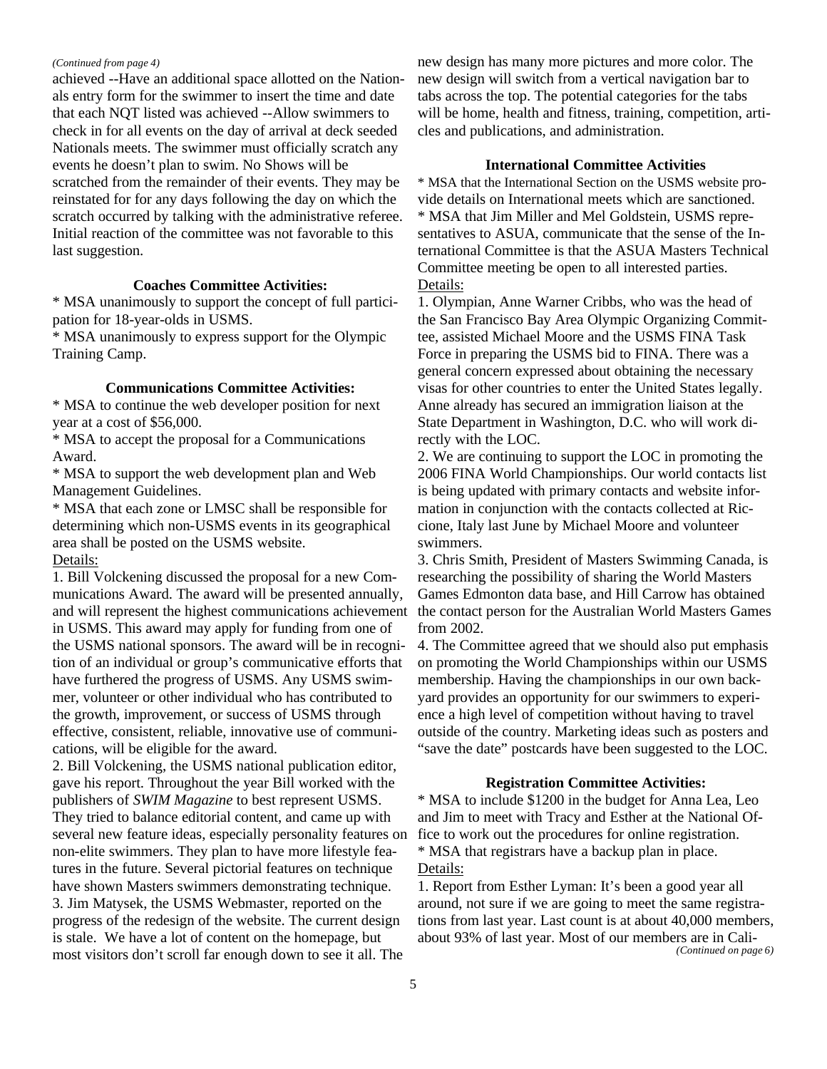*(Continued from page 4)*

achieved --Have an additional space allotted on the Nationals entry form for the swimmer to insert the time and date that each NQT listed was achieved --Allow swimmers to check in for all events on the day of arrival at deck seeded Nationals meets. The swimmer must officially scratch any events he doesn't plan to swim. No Shows will be scratched from the remainder of their events. They may be reinstated for for any days following the day on which the scratch occurred by talking with the administrative referee. Initial reaction of the committee was not favorable to this last suggestion.

### Coaches Committee Activities:

* MSA unanimously to support the concept of full participation for 18-year-olds in USMS.
* MSA unanimously to express support for the Olympic Training Camp.

### Communications Committee Activities:

* MSA to continue the web developer position for next year at a cost of $56,000.
* MSA to accept the proposal for a Communications Award.
* MSA to support the web development plan and Web Management Guidelines.
* MSA that each zone or LMSC shall be responsible for determining which non-USMS events in its geographical area shall be posted on the USMS website.

Details:

1. Bill Volckening discussed the proposal for a new Communications Award. The award will be presented annually, and will represent the highest communications achievement in USMS. This award may apply for funding from one of the USMS national sponsors. The award will be in recognition of an individual or group's communicative efforts that have furthered the progress of USMS. Any USMS swimmer, volunteer or other individual who has contributed to the growth, improvement, or success of USMS through effective, consistent, reliable, innovative use of communications, will be eligible for the award.
2. Bill Volckening, the USMS national publication editor, gave his report. Throughout the year Bill worked with the publishers of *SWIM Magazine* to best represent USMS. They tried to balance editorial content, and came up with several new feature ideas, especially personality features on non-elite swimmers. They plan to have more lifestyle features in the future. Several pictorial features on technique have shown Masters swimmers demonstrating technique.
3. Jim Matysek, the USMS Webmaster, reported on the progress of the redesign of the website. The current design is stale. We have a lot of content on the homepage, but most visitors don't scroll far enough down to see it all. The new design has many more pictures and more color. The new design will switch from a vertical navigation bar to tabs across the top. The potential categories for the tabs will be home, health and fitness, training, competition, articles and publications, and administration.

### International Committee Activities

* MSA that the International Section on the USMS website provide details on International meets which are sanctioned.
* MSA that Jim Miller and Mel Goldstein, USMS representatives to ASUA, communicate that the sense of the International Committee is that the ASUA Masters Technical Committee meeting be open to all interested parties.

Details:

1. Olympian, Anne Warner Cribbs, who was the head of the San Francisco Bay Area Olympic Organizing Committee, assisted Michael Moore and the USMS FINA Task Force in preparing the USMS bid to FINA. There was a general concern expressed about obtaining the necessary visas for other countries to enter the United States legally. Anne already has secured an immigration liaison at the State Department in Washington, D.C. who will work directly with the LOC.
2. We are continuing to support the LOC in promoting the 2006 FINA World Championships. Our world contacts list is being updated with primary contacts and website information in conjunction with the contacts collected at Riccione, Italy last June by Michael Moore and volunteer swimmers.
3. Chris Smith, President of Masters Swimming Canada, is researching the possibility of sharing the World Masters Games Edmonton data base, and Hill Carrow has obtained the contact person for the Australian World Masters Games from 2002.
4. The Committee agreed that we should also put emphasis on promoting the World Championships within our USMS membership. Having the championships in our own backyard provides an opportunity for our swimmers to experience a high level of competition without having to travel outside of the country. Marketing ideas such as posters and "save the date" postcards have been suggested to the LOC.

### Registration Committee Activities:

* MSA to include $1200 in the budget for Anna Lea, Leo and Jim to meet with Tracy and Esther at the National Office to work out the procedures for online registration.
* MSA that registrars have a backup plan in place.

Details:

1. Report from Esther Lyman: It's been a good year all around, not sure if we are going to meet the same registrations from last year. Last count is at about 40,000 members, about 93% of last year. Most of our members are in Cali-

*(Continued on page 6)*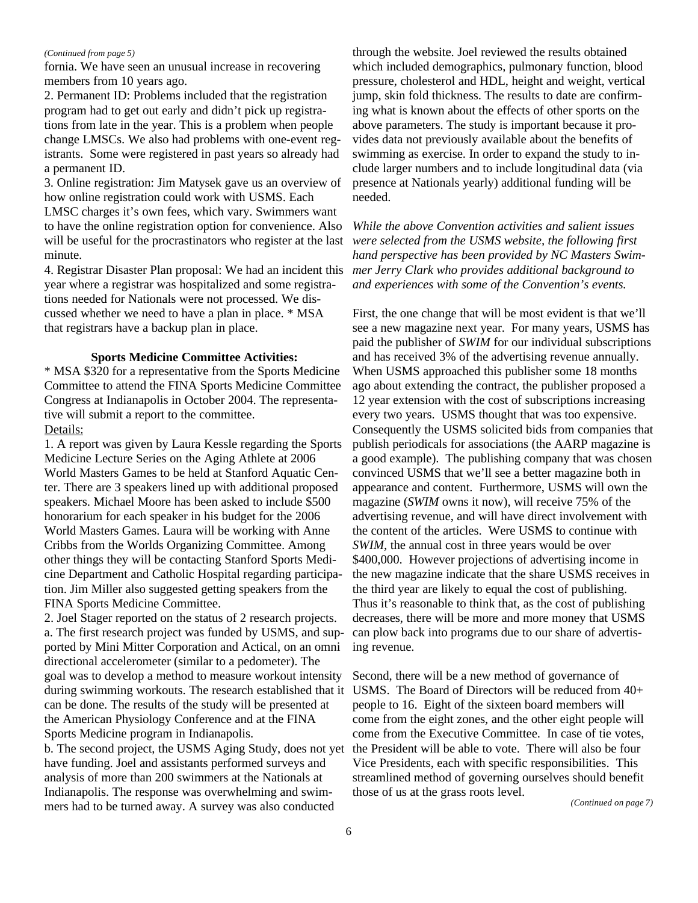*(Continued from page 5)*

fornia. We have seen an unusual increase in recovering members from 10 years ago.

2. Permanent ID: Problems included that the registration program had to get out early and didn't pick up registrations from late in the year. This is a problem when people change LMSCs. We also had problems with one-event registrants. Some were registered in past years so already had a permanent ID.

3. Online registration: Jim Matysek gave us an overview of how online registration could work with USMS. Each LMSC charges it's own fees, which vary. Swimmers want to have the online registration option for convenience. Also will be useful for the procrastinators who register at the last minute.

4. Registrar Disaster Plan proposal: We had an incident this year where a registrar was hospitalized and some registrations needed for Nationals were not processed. We discussed whether we need to have a plan in place. * MSA that registrars have a backup plan in place.

**Sports Medicine Committee Activities:**

* MSA $320 for a representative from the Sports Medicine Committee to attend the FINA Sports Medicine Committee Congress at Indianapolis in October 2004. The representative will submit a report to the committee.

Details:

1. A report was given by Laura Kessle regarding the Sports Medicine Lecture Series on the Aging Athlete at 2006 World Masters Games to be held at Stanford Aquatic Center. There are 3 speakers lined up with additional proposed speakers. Michael Moore has been asked to include $500 honorarium for each speaker in his budget for the 2006 World Masters Games. Laura will be working with Anne Cribbs from the Worlds Organizing Committee. Among other things they will be contacting Stanford Sports Medicine Department and Catholic Hospital regarding participation. Jim Miller also suggested getting speakers from the FINA Sports Medicine Committee.

2. Joel Stager reported on the status of 2 research projects.

a. The first research project was funded by USMS, and supported by Mini Mitter Corporation and Actical, on an omni directional accelerometer (similar to a pedometer). The goal was to develop a method to measure workout intensity during swimming workouts. The research established that it can be done. The results of the study will be presented at the American Physiology Conference and at the FINA Sports Medicine program in Indianapolis.

b. The second project, the USMS Aging Study, does not yet have funding. Joel and assistants performed surveys and analysis of more than 200 swimmers at the Nationals at Indianapolis. The response was overwhelming and swimmers had to be turned away. A survey was also conducted through the website. Joel reviewed the results obtained which included demographics, pulmonary function, blood pressure, cholesterol and HDL, height and weight, vertical jump, skin fold thickness. The results to date are confirming what is known about the effects of other sports on the above parameters. The study is important because it provides data not previously available about the benefits of swimming as exercise. In order to expand the study to include larger numbers and to include longitudinal data (via presence at Nationals yearly) additional funding will be needed.

*While the above Convention activities and salient issues were selected from the USMS website, the following first hand perspective has been provided by NC Masters Swimmer Jerry Clark who provides additional background to and experiences with some of the Convention's events.*

First, the one change that will be most evident is that we'll see a new magazine next year. For many years, USMS has paid the publisher of *SWIM* for our individual subscriptions and has received 3% of the advertising revenue annually. When USMS approached this publisher some 18 months ago about extending the contract, the publisher proposed a 12 year extension with the cost of subscriptions increasing every two years. USMS thought that was too expensive. Consequently the USMS solicited bids from companies that publish periodicals for associations (the AARP magazine is a good example). The publishing company that was chosen convinced USMS that we'll see a better magazine both in appearance and content. Furthermore, USMS will own the magazine (*SWIM* owns it now), will receive 75% of the advertising revenue, and will have direct involvement with the content of the articles. Were USMS to continue with *SWIM*, the annual cost in three years would be over $400,000. However projections of advertising income in the new magazine indicate that the share USMS receives in the third year are likely to equal the cost of publishing. Thus it's reasonable to think that, as the cost of publishing decreases, there will be more and more money that USMS can plow back into programs due to our share of advertising revenue.

Second, there will be a new method of governance of USMS. The Board of Directors will be reduced from 40+ people to 16. Eight of the sixteen board members will come from the eight zones, and the other eight people will come from the Executive Committee. In case of tie votes, the President will be able to vote. There will also be four Vice Presidents, each with specific responsibilities. This streamlined method of governing ourselves should benefit those of us at the grass roots level.

*(Continued on page 7)*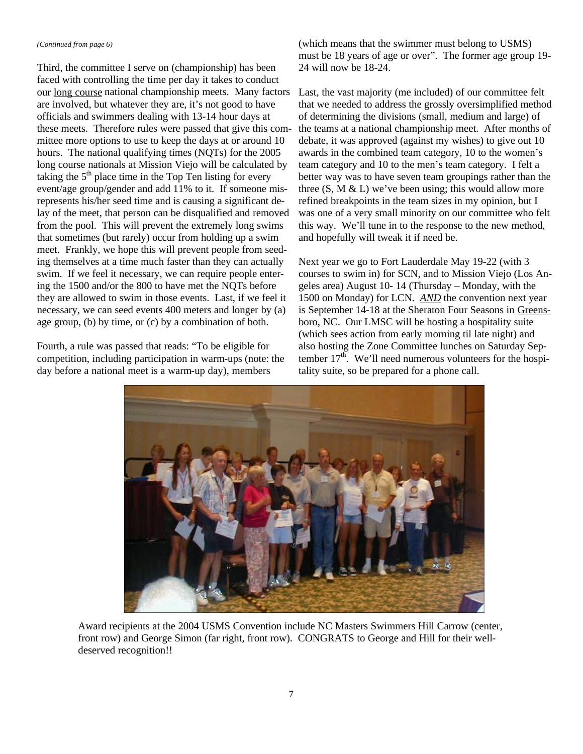*(Continued from page 6)*

Third, the committee I serve on (championship) has been faced with controlling the time per day it takes to conduct our long course national championship meets. Many factors are involved, but whatever they are, it's not good to have officials and swimmers dealing with 13-14 hour days at these meets. Therefore rules were passed that give this committee more options to use to keep the days at or around 10 hours. The national qualifying times (NQTs) for the 2005 long course nationals at Mission Viejo will be calculated by taking the 5th place time in the Top Ten listing for every event/age group/gender and add 11% to it. If someone misrepresents his/her seed time and is causing a significant delay of the meet, that person can be disqualified and removed from the pool. This will prevent the extremely long swims that sometimes (but rarely) occur from holding up a swim meet. Frankly, we hope this will prevent people from seeding themselves at a time much faster than they can actually swim. If we feel it necessary, we can require people entering the 1500 and/or the 800 to have met the NQTs before they are allowed to swim in those events. Last, if we feel it necessary, we can seed events 400 meters and longer by (a) age group, (b) by time, or (c) by a combination of both.

Fourth, a rule was passed that reads: "To be eligible for competition, including participation in warm-ups (note: the day before a national meet is a warm-up day), members (which means that the swimmer must belong to USMS) must be 18 years of age or over". The former age group 19-24 will now be 18-24.

Last, the vast majority (me included) of our committee felt that we needed to address the grossly oversimplified method of determining the divisions (small, medium and large) of the teams at a national championship meet. After months of debate, it was approved (against my wishes) to give out 10 awards in the combined team category, 10 to the women's team category and 10 to the men's team category. I felt a better way was to have seven team groupings rather than the three (S, M & L) we've been using; this would allow more refined breakpoints in the team sizes in my opinion, but I was one of a very small minority on our committee who felt this way. We'll tune in to the response to the new method, and hopefully will tweak it if need be.

Next year we go to Fort Lauderdale May 19-22 (with 3 courses to swim in) for SCN, and to Mission Viejo (Los Angeles area) August 10- 14 (Thursday – Monday, with the 1500 on Monday) for LCN. ***AND*** the convention next year is September 14-18 at the Sheraton Four Seasons in Greensboro, NC. Our LMSC will be hosting a hospitality suite (which sees action from early morning til late night) and also hosting the Zone Committee lunches on Saturday September 17th. We'll need numerous volunteers for the hospitality suite, so be prepared for a phone call.

Award recipients at the 2004 USMS Convention include NC Masters Swimmers Hill Carrow (center, front row) and George Simon (far right, front row). CONGRATS to George and Hill for their well-deserved recognition!!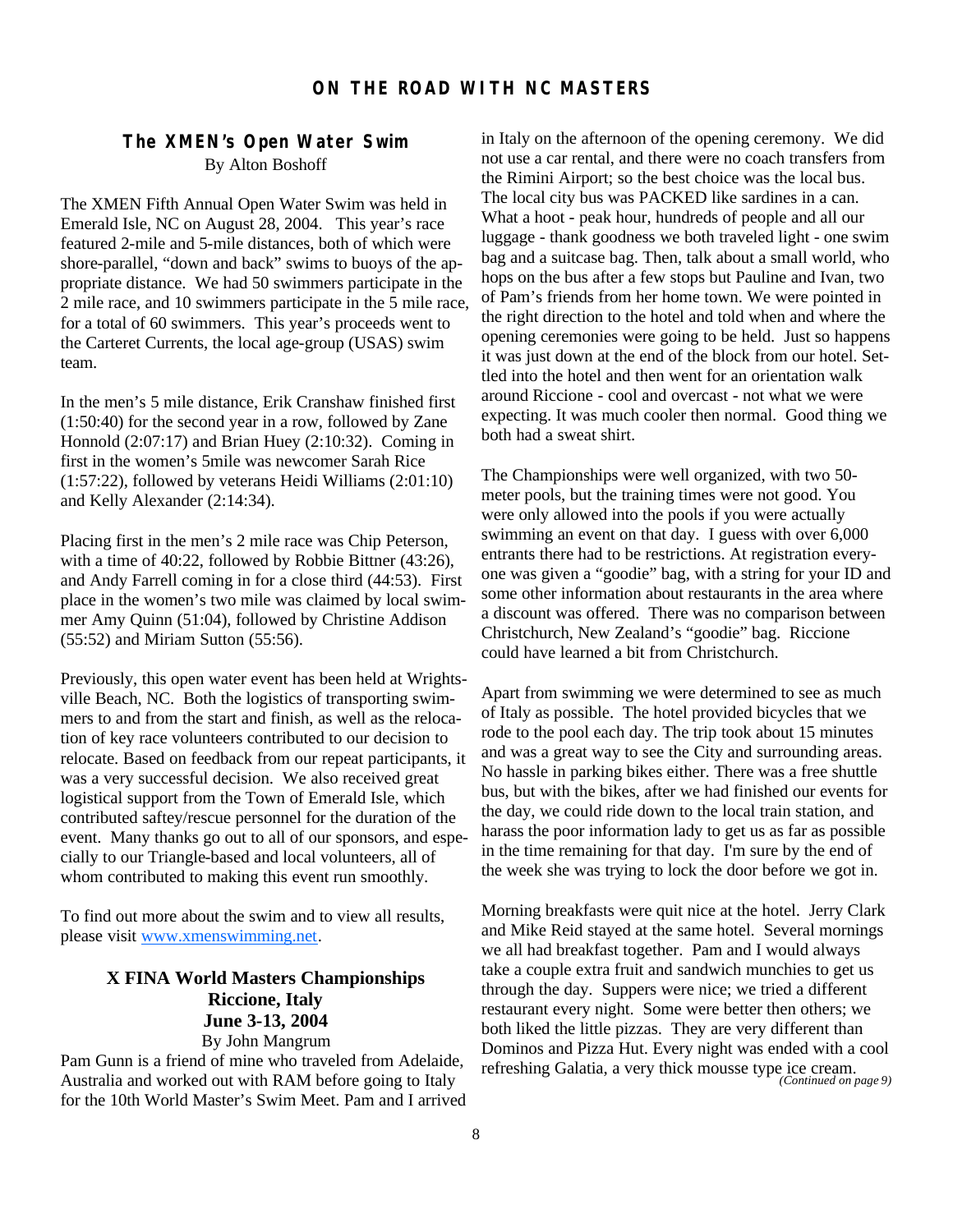## ON THE ROAD WITH NC MASTERS

### The XMEN's Open Water Swim

By Alton Boshoff

The XMEN Fifth Annual Open Water Swim was held in Emerald Isle, NC on August 28, 2004. This year's race featured 2-mile and 5-mile distances, both of which were shore-parallel, "down and back" swims to buoys of the appropriate distance. We had 50 swimmers participate in the 2 mile race, and 10 swimmers participate in the 5 mile race, for a total of 60 swimmers. This year's proceeds went to the Carteret Currents, the local age-group (USAS) swim team.

In the men's 5 mile distance, Erik Cranshaw finished first (1:50:40) for the second year in a row, followed by Zane Honnold (2:07:17) and Brian Huey (2:10:32). Coming in first in the women's 5mile was newcomer Sarah Rice (1:57:22), followed by veterans Heidi Williams (2:01:10) and Kelly Alexander (2:14:34).

Placing first in the men's 2 mile race was Chip Peterson, with a time of 40:22, followed by Robbie Bittner (43:26), and Andy Farrell coming in for a close third (44:53). First place in the women's two mile was claimed by local swimmer Amy Quinn (51:04), followed by Christine Addison (55:52) and Miriam Sutton (55:56).

Previously, this open water event has been held at Wrightsville Beach, NC. Both the logistics of transporting swimmers to and from the start and finish, as well as the relocation of key race volunteers contributed to our decision to relocate. Based on feedback from our repeat participants, it was a very successful decision. We also received great logistical support from the Town of Emerald Isle, which contributed saftey/rescue personnel for the duration of the event. Many thanks go out to all of our sponsors, and especially to our Triangle-based and local volunteers, all of whom contributed to making this event run smoothly.

To find out more about the swim and to view all results, please visit www.xmenswimming.net.

### X FINA World Masters Championships Riccione, Italy June 3-13, 2004

By John Mangrum

Pam Gunn is a friend of mine who traveled from Adelaide, Australia and worked out with RAM before going to Italy for the 10th World Master's Swim Meet. Pam and I arrived in Italy on the afternoon of the opening ceremony. We did not use a car rental, and there were no coach transfers from the Rimini Airport; so the best choice was the local bus. The local city bus was PACKED like sardines in a can. What a hoot - peak hour, hundreds of people and all our luggage - thank goodness we both traveled light - one swim bag and a suitcase bag. Then, talk about a small world, who hops on the bus after a few stops but Pauline and Ivan, two of Pam's friends from her home town. We were pointed in the right direction to the hotel and told when and where the opening ceremonies were going to be held. Just so happens it was just down at the end of the block from our hotel. Settled into the hotel and then went for an orientation walk around Riccione - cool and overcast - not what we were expecting. It was much cooler then normal. Good thing we both had a sweat shirt.

The Championships were well organized, with two 50-meter pools, but the training times were not good. You were only allowed into the pools if you were actually swimming an event on that day. I guess with over 6,000 entrants there had to be restrictions. At registration everyone was given a "goodie" bag, with a string for your ID and some other information about restaurants in the area where a discount was offered. There was no comparison between Christchurch, New Zealand's "goodie" bag. Riccione could have learned a bit from Christchurch.

Apart from swimming we were determined to see as much of Italy as possible. The hotel provided bicycles that we rode to the pool each day. The trip took about 15 minutes and was a great way to see the City and surrounding areas. No hassle in parking bikes either. There was a free shuttle bus, but with the bikes, after we had finished our events for the day, we could ride down to the local train station, and harass the poor information lady to get us as far as possible in the time remaining for that day. I'm sure by the end of the week she was trying to lock the door before we got in.

Morning breakfasts were quit nice at the hotel. Jerry Clark and Mike Reid stayed at the same hotel. Several mornings we all had breakfast together. Pam and I would always take a couple extra fruit and sandwich munchies to get us through the day. Suppers were nice; we tried a different restaurant every night. Some were better then others; we both liked the little pizzas. They are very different than Dominos and Pizza Hut. Every night was ended with a cool refreshing Galatia, a very thick mousse type ice cream.

*(Continued on page 9)*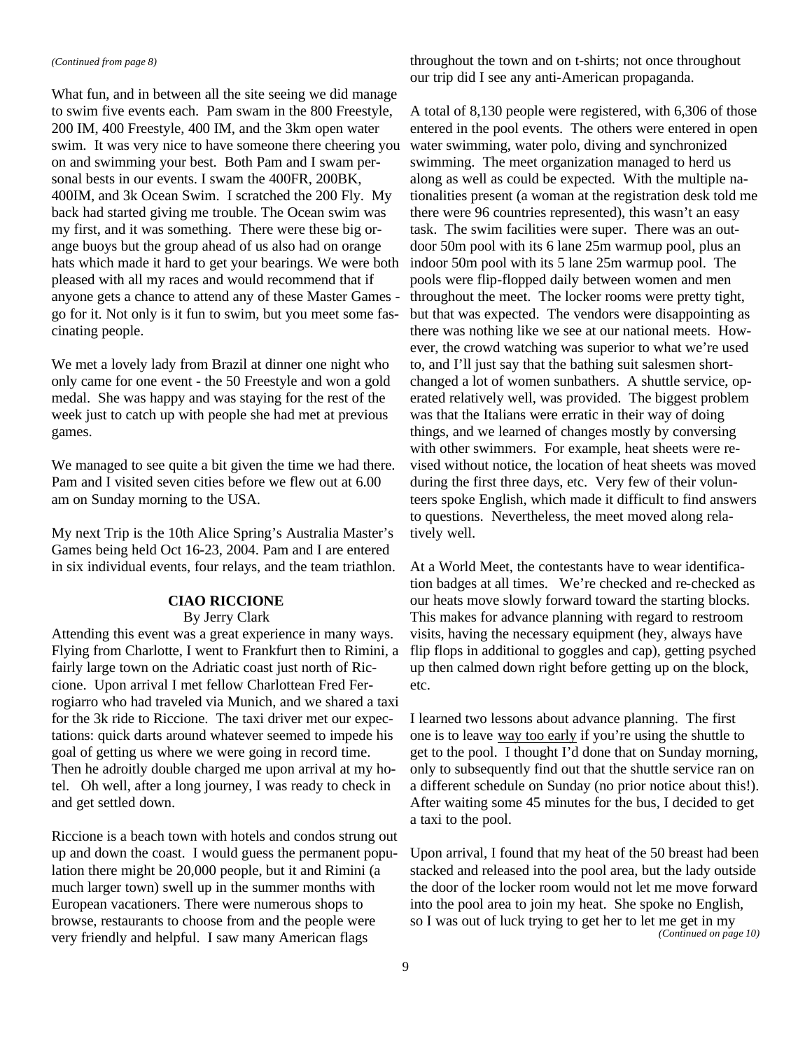*(Continued from page 8)*

What fun, and in between all the site seeing we did manage to swim five events each. Pam swam in the 800 Freestyle, 200 IM, 400 Freestyle, 400 IM, and the 3km open water swim. It was very nice to have someone there cheering you on and swimming your best. Both Pam and I swam personal bests in our events. I swam the 400FR, 200BK, 400IM, and 3k Ocean Swim. I scratched the 200 Fly. My back had started giving me trouble. The Ocean swim was my first, and it was something. There were these big orange buoys but the group ahead of us also had on orange hats which made it hard to get your bearings. We were both pleased with all my races and would recommend that if anyone gets a chance to attend any of these Master Games - go for it. Not only is it fun to swim, but you meet some fascinating people.

We met a lovely lady from Brazil at dinner one night who only came for one event - the 50 Freestyle and won a gold medal. She was happy and was staying for the rest of the week just to catch up with people she had met at previous games.

We managed to see quite a bit given the time we had there. Pam and I visited seven cities before we flew out at 6.00 am on Sunday morning to the USA.

My next Trip is the 10th Alice Spring's Australia Master's Games being held Oct 16-23, 2004. Pam and I are entered in six individual events, four relays, and the team triathlon.

## CIAO RICCIONE

By Jerry Clark

Attending this event was a great experience in many ways. Flying from Charlotte, I went to Frankfurt then to Rimini, a fairly large town on the Adriatic coast just north of Riccione. Upon arrival I met fellow Charlottean Fred Ferrogiarro who had traveled via Munich, and we shared a taxi for the 3k ride to Riccione. The taxi driver met our expectations: quick darts around whatever seemed to impede his goal of getting us where we were going in record time. Then he adroitly double charged me upon arrival at my hotel. Oh well, after a long journey, I was ready to check in and get settled down.

Riccione is a beach town with hotels and condos strung out up and down the coast. I would guess the permanent population there might be 20,000 people, but it and Rimini (a much larger town) swell up in the summer months with European vacationers. There were numerous shops to browse, restaurants to choose from and the people were very friendly and helpful. I saw many American flags throughout the town and on t-shirts; not once throughout our trip did I see any anti-American propaganda.

A total of 8,130 people were registered, with 6,306 of those entered in the pool events. The others were entered in open water swimming, water polo, diving and synchronized swimming. The meet organization managed to herd us along as well as could be expected. With the multiple nationalities present (a woman at the registration desk told me there were 96 countries represented), this wasn't an easy task. The swim facilities were super. There was an outdoor 50m pool with its 6 lane 25m warmup pool, plus an indoor 50m pool with its 5 lane 25m warmup pool. The pools were flip-flopped daily between women and men throughout the meet. The locker rooms were pretty tight, but that was expected. The vendors were disappointing as there was nothing like we see at our national meets. However, the crowd watching was superior to what we're used to, and I'll just say that the bathing suit salesmen short-changed a lot of women sunbathers. A shuttle service, operated relatively well, was provided. The biggest problem was that the Italians were erratic in their way of doing things, and we learned of changes mostly by conversing with other swimmers. For example, heat sheets were revised without notice, the location of heat sheets was moved during the first three days, etc. Very few of their volunteers spoke English, which made it difficult to find answers to questions. Nevertheless, the meet moved along relatively well.

At a World Meet, the contestants have to wear identification badges at all times. We're checked and re-checked as our heats move slowly forward toward the starting blocks. This makes for advance planning with regard to restroom visits, having the necessary equipment (hey, always have flip flops in additional to goggles and cap), getting psyched up then calmed down right before getting up on the block, etc.

I learned two lessons about advance planning. The first one is to leave <u>way too early</u> if you're using the shuttle to get to the pool. I thought I'd done that on Sunday morning, only to subsequently find out that the shuttle service ran on a different schedule on Sunday (no prior notice about this!). After waiting some 45 minutes for the bus, I decided to get a taxi to the pool.

Upon arrival, I found that my heat of the 50 breast had been stacked and released into the pool area, but the lady outside the door of the locker room would not let me move forward into the pool area to join my heat. She spoke no English, so I was out of luck trying to get her to let me get in my

*(Continued on page 10)*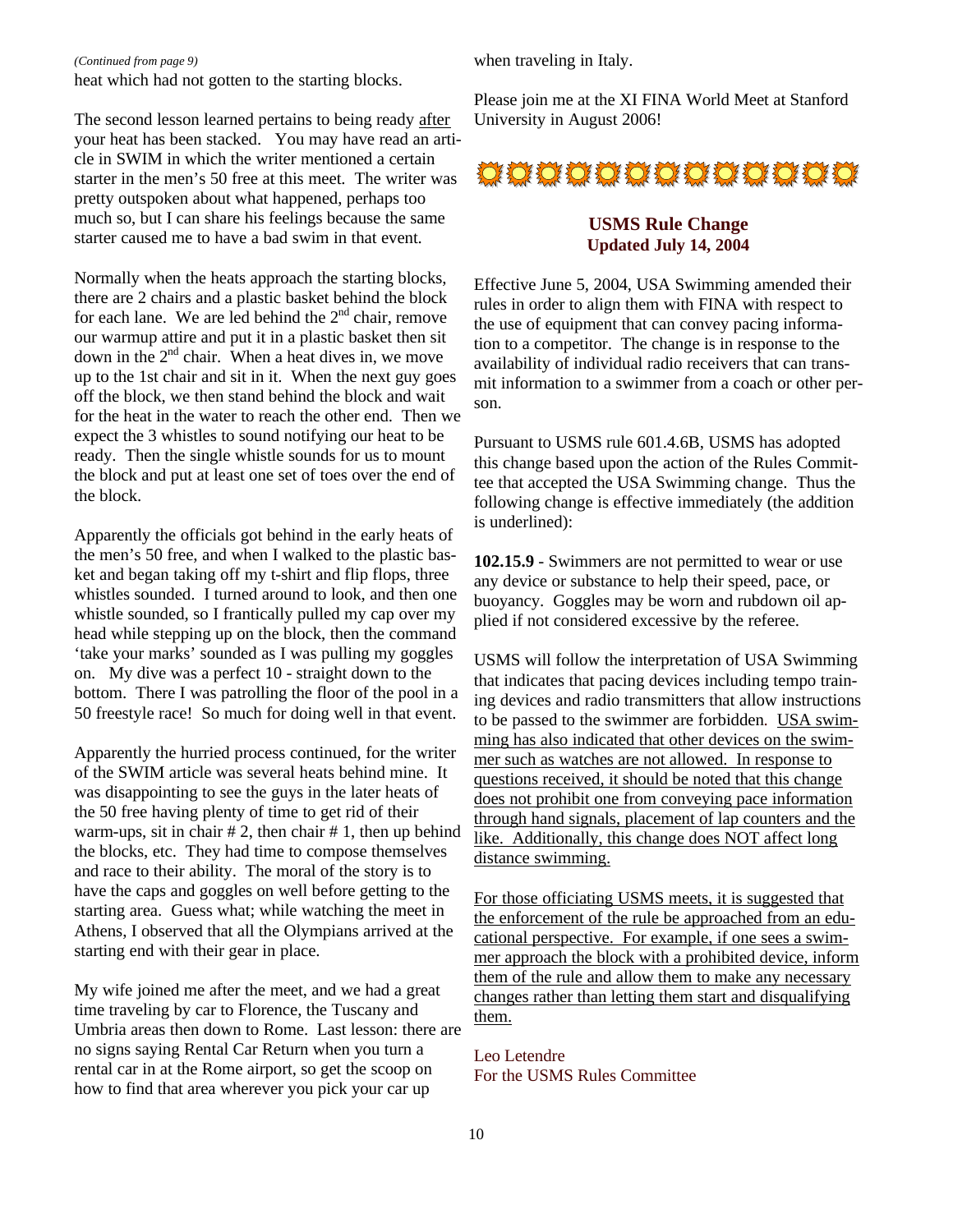*(Continued from page 9)*
heat which had not gotten to the starting blocks.

The second lesson learned pertains to being ready <u>after</u> your heat has been stacked. You may have read an article in SWIM in which the writer mentioned a certain starter in the men's 50 free at this meet. The writer was pretty outspoken about what happened, perhaps too much so, but I can share his feelings because the same starter caused me to have a bad swim in that event.

Normally when the heats approach the starting blocks, there are 2 chairs and a plastic basket behind the block for each lane. We are led behind the 2nd chair, remove our warmup attire and put it in a plastic basket then sit down in the 2nd chair. When a heat dives in, we move up to the 1st chair and sit in it. When the next guy goes off the block, we then stand behind the block and wait for the heat in the water to reach the other end. Then we expect the 3 whistles to sound notifying our heat to be ready. Then the single whistle sounds for us to mount the block and put at least one set of toes over the end of the block.

Apparently the officials got behind in the early heats of the men's 50 free, and when I walked to the plastic basket and began taking off my t-shirt and flip flops, three whistles sounded. I turned around to look, and then one whistle sounded, so I frantically pulled my cap over my head while stepping up on the block, then the command 'take your marks' sounded as I was pulling my goggles on. My dive was a perfect 10 - straight down to the bottom. There I was patrolling the floor of the pool in a 50 freestyle race! So much for doing well in that event.

Apparently the hurried process continued, for the writer of the SWIM article was several heats behind mine. It was disappointing to see the guys in the later heats of the 50 free having plenty of time to get rid of their warm-ups, sit in chair # 2, then chair # 1, then up behind the blocks, etc. They had time to compose themselves and race to their ability. The moral of the story is to have the caps and goggles on well before getting to the starting area. Guess what; while watching the meet in Athens, I observed that all the Olympians arrived at the starting end with their gear in place.

My wife joined me after the meet, and we had a great time traveling by car to Florence, the Tuscany and Umbria areas then down to Rome. Last lesson: there are no signs saying Rental Car Return when you turn a rental car in at the Rome airport, so get the scoop on how to find that area wherever you pick your car up when traveling in Italy.

Please join me at the XI FINA World Meet at Stanford University in August 2006!

## USMS Rule Change
### Updated July 14, 2004

Effective June 5, 2004, USA Swimming amended their rules in order to align them with FINA with respect to the use of equipment that can convey pacing information to a competitor. The change is in response to the availability of individual radio receivers that can transmit information to a swimmer from a coach or other person.

Pursuant to USMS rule 601.4.6B, USMS has adopted this change based upon the action of the Rules Committee that accepted the USA Swimming change. Thus the following change is effective immediately (the addition is underlined):

**102.15.9** - Swimmers are not permitted to wear or use any device or substance to help their speed, pace, or buoyancy. Goggles may be worn and rubdown oil applied if not considered excessive by the referee.

USMS will follow the interpretation of USA Swimming that indicates that pacing devices including tempo training devices and radio transmitters that allow instructions to be passed to the swimmer are forbidden. <u>USA Swimming has also indicated that other devices on the swimmer such as watches are not allowed. In response to questions received, it should be noted that this change does not prohibit one from conveying pace information through hand signals, placement of lap counters and the like. Additionally, this change does NOT affect long distance swimming.</u>

<u>For those officiating USMS meets, it is suggested that the enforcement of the rule be approached from an educational perspective. For example, if one sees a swimmer approach the block with a prohibited device, inform them of the rule and allow them to make any necessary changes rather than letting them start and disqualifying them.</u>

Leo Letendre
For the USMS Rules Committee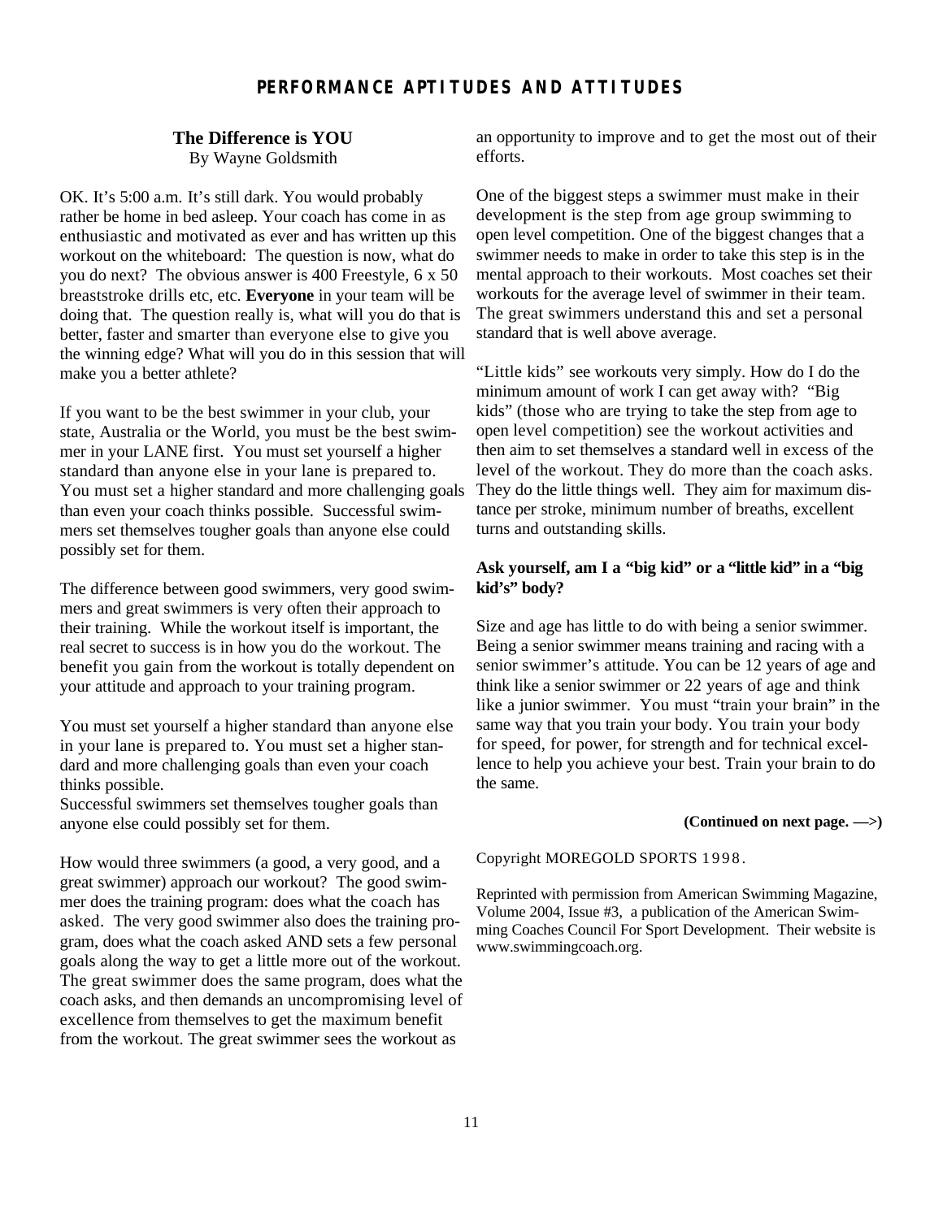# PERFORMANCE APTITUDES AND ATTITUDES

## The Difference is YOU

By Wayne Goldsmith

OK. It's 5:00 a.m. It's still dark. You would probably rather be home in bed asleep. Your coach has come in as enthusiastic and motivated as ever and has written up this workout on the whiteboard: The question is now, what do you do next? The obvious answer is 400 Freestyle, 6 x 50 breaststroke drills etc, etc. **Everyone** in your team will be doing that. The question really is, what will you do that is better, faster and smarter than everyone else to give you the winning edge? What will you do in this session that will make you a better athlete?

If you want to be the best swimmer in your club, your state, Australia or the World, you must be the best swimmer in your LANE first. You must set yourself a higher standard than anyone else in your lane is prepared to. You must set a higher standard and more challenging goals than even your coach thinks possible. Successful swimmers set themselves tougher goals than anyone else could possibly set for them.

The difference between good swimmers, very good swimmers and great swimmers is very often their approach to their training. While the workout itself is important, the real secret to success is in how you do the workout. The benefit you gain from the workout is totally dependent on your attitude and approach to your training program.

You must set yourself a higher standard than anyone else in your lane is prepared to. You must set a higher standard and more challenging goals than even your coach thinks possible.
Successful swimmers set themselves tougher goals than anyone else could possibly set for them.

How would three swimmers (a good, a very good, and a great swimmer) approach our workout? The good swimmer does the training program: does what the coach has asked. The very good swimmer also does the training program, does what the coach asked AND sets a few personal goals along the way to get a little more out of the workout. The great swimmer does the same program, does what the coach asks, and then demands an uncompromising level of excellence from themselves to get the maximum benefit from the workout. The great swimmer sees the workout as an opportunity to improve and to get the most out of their efforts.

One of the biggest steps a swimmer must make in their development is the step from age group swimming to open level competition. One of the biggest changes that a swimmer needs to make in order to take this step is in the mental approach to their workouts. Most coaches set their workouts for the average level of swimmer in their team. The great swimmers understand this and set a personal standard that is well above average.

"Little kids" see workouts very simply. How do I do the minimum amount of work I can get away with? "Big kids" (those who are trying to take the step from age to open level competition) see the workout activities and then aim to set themselves a standard well in excess of the level of the workout. They do more than the coach asks. They do the little things well. They aim for maximum distance per stroke, minimum number of breaths, excellent turns and outstanding skills.

**Ask yourself, am I a "big kid" or a "little kid" in a "big kid's" body?**

Size and age has little to do with being a senior swimmer. Being a senior swimmer means training and racing with a senior swimmer's attitude. You can be 12 years of age and think like a senior swimmer or 22 years of age and think like a junior swimmer. You must "train your brain" in the same way that you train your body. You train your body for speed, for power, for strength and for technical excellence to help you achieve your best. Train your brain to do the same.

**(Continued on next page. —>)**

Copyright MOREGOLD SPORTS 1998.

Reprinted with permission from American Swimming Magazine, Volume 2004, Issue #3, a publication of the American Swimming Coaches Council For Sport Development. Their website is www.swimmingcoach.org.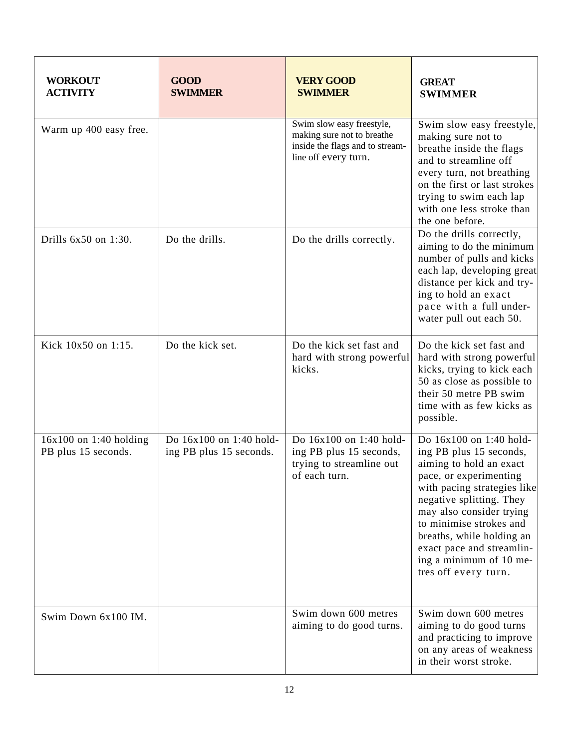| WORKOUT ACTIVITY | GOOD SWIMMER | VERY GOOD SWIMMER | GREAT SWIMMER |
|---|---|---|---|
| Warm up 400 easy free. | | Swim slow easy freestyle, making sure not to breathe inside the flags and to stream-line off every turn. | Swim slow easy freestyle, making sure not to breathe inside the flags and to streamline off every turn, not breathing on the first or last strokes trying to swim each lap with one less stroke than the one before. |
| Drills 6x50 on 1:30. | Do the drills. | Do the drills correctly. | Do the drills correctly, aiming to do the minimum number of pulls and kicks each lap, developing great distance per kick and try-ing to hold an exact pace with a full under-water pull out each 50. |
| Kick 10x50 on 1:15. | Do the kick set. | Do the kick set fast and hard with strong powerful kicks. | Do the kick set fast and hard with strong powerful kicks, trying to kick each 50 as close as possible to their 50 metre PB swim time with as few kicks as possible. |
| 16x100 on 1:40 holding PB plus 15 seconds. | Do 16x100 on 1:40 hold-ing PB plus 15 seconds. | Do 16x100 on 1:40 hold-ing PB plus 15 seconds, trying to streamline out of each turn. | Do 16x100 on 1:40 hold-ing PB plus 15 seconds, aiming to hold an exact pace, or experimenting with pacing strategies like negative splitting. They may also consider trying to minimise strokes and breaths, while holding an exact pace and streamlin-ing a minimum of 10 me-tres off every turn. |
| Swim Down 6x100 IM. | | Swim down 600 metres aiming to do good turns. | Swim down 600 metres aiming to do good turns and practicing to improve on any areas of weakness in their worst stroke. |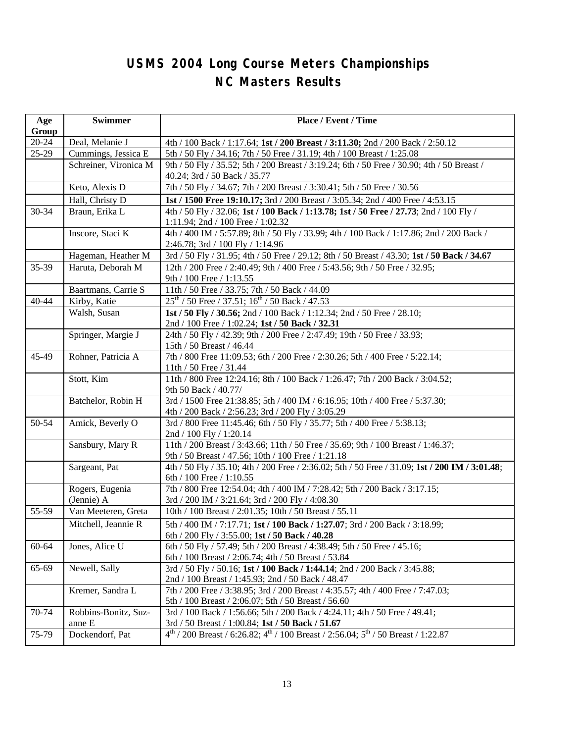# USMS 2004 Long Course Meters Championships
# NC Masters Results

| Age Group | Swimmer | Place / Event / Time |
|---|---|---|
| 20-24 | Deal, Melanie J | 4th / 100 Back / 1:17.64; **1st / 200 Breast / 3:11.30;** 2nd / 200 Back / 2:50.12 |
| 25-29 | Cummings, Jessica E | 5th / 50 Fly / 34.16; 7th / 50 Free / 31.19; 4th / 100 Breast / 1:25.08 |
| | Schreiner, Vironica M | 9th / 50 Fly / 35.52; 5th / 200 Breast / 3:19.24; 6th / 50 Free / 30.90; 4th / 50 Breast / 40.24; 3rd / 50 Back / 35.77 |
| | Keto, Alexis D | 7th / 50 Fly / 34.67; 7th / 200 Breast / 3:30.41; 5th / 50 Free / 30.56 |
| | Hall, Christy D | **1st / 1500 Free 19:10.17;** 3rd / 200 Breast / 3:05.34; 2nd / 400 Free / 4:53.15 |
| 30-34 | Braun, Erika L | 4th / 50 Fly / 32.06; **1st / 100 Back / 1:13.78; 1st / 50 Free / 27.73**; 2nd / 100 Fly / 1:11.94; 2nd / 100 Free / 1:02.32 |
| | Inscore, Staci K | 4th / 400 IM / 5:57.89; 8th / 50 Fly / 33.99; 4th / 100 Back / 1:17.86; 2nd / 200 Back / 2:46.78; 3rd / 100 Fly / 1:14.96 |
| | Hageman, Heather M | 3rd / 50 Fly / 31.95; 4th / 50 Free / 29.12; 8th / 50 Breast / 43.30; **1st / 50 Back / 34.67** |
| 35-39 | Haruta, Deborah M | 12th / 200 Free / 2:40.49; 9th / 400 Free / 5:43.56; 9th / 50 Free / 32.95; 9th / 100 Free / 1:13.55 |
| | Baartmans, Carrie S | 11th / 50 Free / 33.75; 7th / 50 Back / 44.09 |
| 40-44 | Kirby, Katie | 25th / 50 Free / 37.51; 16th / 50 Back / 47.53 |
| | Walsh, Susan | **1st / 50 Fly / 30.56;** 2nd / 100 Back / 1:12.34; 2nd / 50 Free / 28.10; 2nd / 100 Free / 1:02.24; **1st / 50 Back / 32.31** |
| | Springer, Margie J | 24th / 50 Fly / 42.39; 9th / 200 Free / 2:47.49; 19th / 50 Free / 33.93; 15th / 50 Breast / 46.44 |
| 45-49 | Rohner, Patricia A | 7th / 800 Free 11:09.53; 6th / 200 Free / 2:30.26; 5th / 400 Free / 5:22.14; 11th / 50 Free / 31.44 |
| | Stott, Kim | 11th / 800 Free 12:24.16; 8th / 100 Back / 1:26.47; 7th / 200 Back / 3:04.52; 9th 50 Back / 40.77/ |
| | Batchelor, Robin H | 3rd / 1500 Free 21:38.85; 5th / 400 IM / 6:16.95; 10th / 400 Free / 5:37.30; 4th / 200 Back / 2:56.23; 3rd / 200 Fly / 3:05.29 |
| 50-54 | Amick, Beverly O | 3rd / 800 Free 11:45.46; 6th / 50 Fly / 35.77; 5th / 400 Free / 5:38.13; 2nd / 100 Fly / 1:20.14 |
| | Sansbury, Mary R | 11th / 200 Breast / 3:43.66; 11th / 50 Free / 35.69; 9th / 100 Breast / 1:46.37; 9th / 50 Breast / 47.56; 10th / 100 Free / 1:21.18 |
| | Sargeant, Pat | 4th / 50 Fly / 35.10; 4th / 200 Free / 2:36.02; 5th / 50 Free / 31.09; **1st / 200 IM / 3:01.48**; 6th / 100 Free / 1:10.55 |
| | Rogers, Eugenia (Jennie) A | 7th / 800 Free 12:54.04; 4th / 400 IM / 7:28.42; 5th / 200 Back / 3:17.15; 3rd / 200 IM / 3:21.64; 3rd / 200 Fly / 4:08.30 |
| 55-59 | Van Meeteren, Greta | 10th / 100 Breast / 2:01.35; 10th / 50 Breast / 55.11 |
| | Mitchell, Jeannie R | 5th / 400 IM / 7:17.71; **1st / 100 Back / 1:27.07**; 3rd / 200 Back / 3:18.99; 6th / 200 Fly / 3:55.00; **1st / 50 Back / 40.28** |
| 60-64 | Jones, Alice U | 6th / 50 Fly / 57.49; 5th / 200 Breast / 4:38.49; 5th / 50 Free / 45.16; 6th / 100 Breast / 2:06.74; 4th / 50 Breast / 53.84 |
| 65-69 | Newell, Sally | 3rd / 50 Fly / 50.16; **1st / 100 Back / 1:44.14**; 2nd / 200 Back / 3:45.88; 2nd / 100 Breast / 1:45.93; 2nd / 50 Back / 48.47 |
| | Kremer, Sandra L | 7th / 200 Free / 3:38.95; 3rd / 200 Breast / 4:35.57; 4th / 400 Free / 7:47.03; 5th / 100 Breast / 2:06.07; 5th / 50 Breast / 56.60 |
| 70-74 | Robbins-Bonitz, Suzanne E | 3rd / 100 Back / 1:56.66; 5th / 200 Back / 4:24.11; 4th / 50 Free / 49.41; 3rd / 50 Breast / 1:00.84; **1st / 50 Back / 51.67** |
| 75-79 | Dockendorf, Pat | 4th / 200 Breast / 6:26.82; 4th / 100 Breast / 2:56.04; 5th / 50 Breast / 1:22.87 |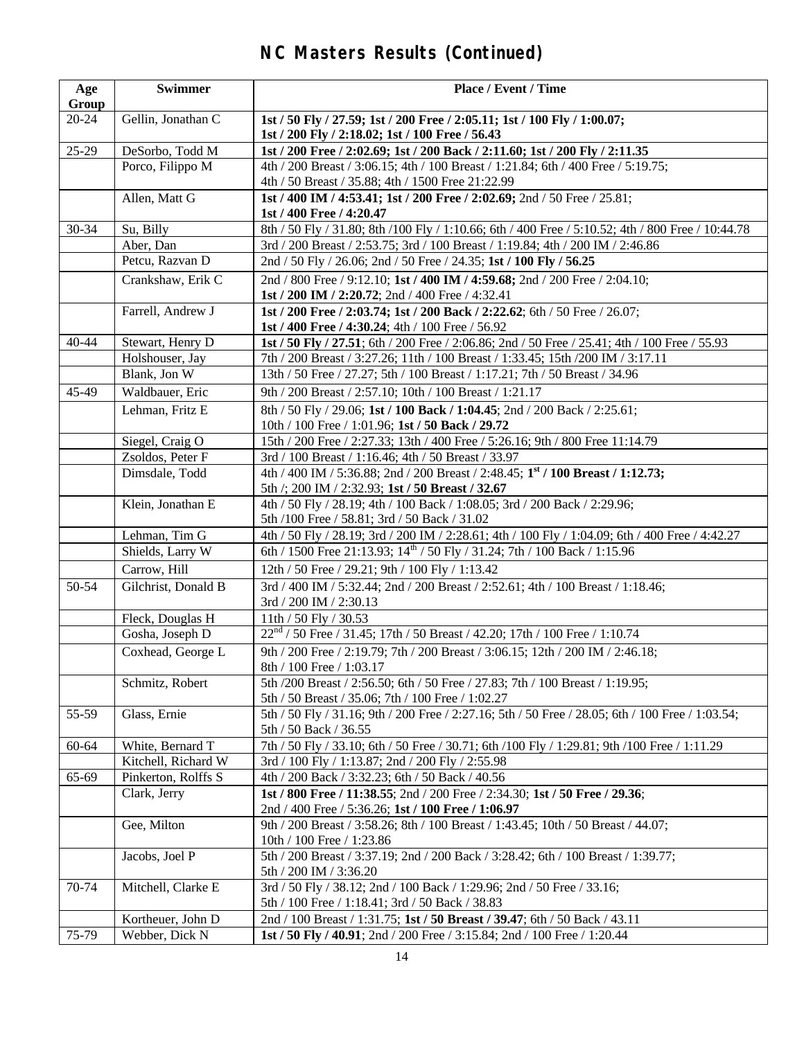# NC Masters Results (Continued)

| Age Group | Swimmer | Place / Event / Time |
|---|---|---|
| 20-24 | Gellin, Jonathan C | **1st / 50 Fly / 27.59; 1st / 200 Free / 2:05.11; 1st / 100 Fly / 1:00.07; 1st / 200 Fly / 2:18.02; 1st / 100 Free / 56.43** |
| 25-29 | DeSorbo, Todd M | **1st / 200 Free / 2:02.69; 1st / 200 Back / 2:11.60; 1st / 200 Fly / 2:11.35** |
| | Porco, Filippo M | 4th / 200 Breast / 3:06.15; 4th / 100 Breast / 1:21.84; 6th / 400 Free / 5:19.75; 4th / 50 Breast / 35.88; 4th / 1500 Free 21:22.99 |
| | Allen, Matt G | **1st / 400 IM / 4:53.41; 1st / 200 Free / 2:02.69;** 2nd / 50 Free / 25.81; **1st / 400 Free / 4:20.47** |
| 30-34 | Su, Billy | 8th / 50 Fly / 31.80; 8th /100 Fly / 1:10.66; 6th / 400 Free / 5:10.52; 4th / 800 Free / 10:44.78 |
| | Aber, Dan | 3rd / 200 Breast / 2:53.75; 3rd / 100 Breast / 1:19.84; 4th / 200 IM / 2:46.86 |
| | Petcu, Razvan D | 2nd / 50 Fly / 26.06; 2nd / 50 Free / 24.35; **1st / 100 Fly / 56.25** |
| | Crankshaw, Erik C | 2nd / 800 Free / 9:12.10; **1st / 400 IM / 4:59.68;** 2nd / 200 Free / 2:04.10; **1st / 200 IM / 2:20.72**; 2nd / 400 Free / 4:32.41 |
| | Farrell, Andrew J | **1st / 200 Free / 2:03.74; 1st / 200 Back / 2:22.62**; 6th / 50 Free / 26.07; **1st / 400 Free / 4:30.24**; 4th / 100 Free / 56.92 |
| 40-44 | Stewart, Henry D | **1st / 50 Fly / 27.51**; 6th / 200 Free / 2:06.86; 2nd / 50 Free / 25.41; 4th / 100 Free / 55.93 |
| | Holshouser, Jay | 7th / 200 Breast / 3:27.26; 11th / 100 Breast / 1:33.45; 15th /200 IM / 3:17.11 |
| | Blank, Jon W | 13th / 50 Free / 27.27; 5th / 100 Breast / 1:17.21; 7th / 50 Breast / 34.96 |
| 45-49 | Waldbauer, Eric | 9th / 200 Breast / 2:57.10; 10th / 100 Breast / 1:21.17 |
| | Lehman, Fritz E | 8th / 50 Fly / 29.06; **1st / 100 Back / 1:04.45**; 2nd / 200 Back / 2:25.61; 10th / 100 Free / 1:01.96; **1st / 50 Back / 29.72** |
| | Siegel, Craig O | 15th / 200 Free / 2:27.33; 13th / 400 Free / 5:26.16; 9th / 800 Free 11:14.79 |
| | Zsoldos, Peter F | 3rd / 100 Breast / 1:16.46; 4th / 50 Breast / 33.97 |
| | Dimsdale, Todd | 4th / 400 IM / 5:36.88; 2nd / 200 Breast / 2:48.45; **1st / 100 Breast / 1:12.73;** 5th /; 200 IM / 2:32.93; **1st / 50 Breast / 32.67** |
| | Klein, Jonathan E | 4th / 50 Fly / 28.19; 4th / 100 Back / 1:08.05; 3rd / 200 Back / 2:29.96; 5th /100 Free / 58.81; 3rd / 50 Back / 31.02 |
| | Lehman, Tim G | 4th / 50 Fly / 28.19; 3rd / 200 IM / 2:28.61; 4th / 100 Fly / 1:04.09; 6th / 400 Free / 4:42.27 |
| | Shields, Larry W | 6th / 1500 Free 21:13.93; 14th / 50 Fly / 31.24; 7th / 100 Back / 1:15.96 |
| | Carrow, Hill | 12th / 50 Free / 29.21; 9th / 100 Fly / 1:13.42 |
| 50-54 | Gilchrist, Donald B | 3rd / 400 IM / 5:32.44; 2nd / 200 Breast / 2:52.61; 4th / 100 Breast / 1:18.46; 3rd / 200 IM / 2:30.13 |
| | Fleck, Douglas H | 11th / 50 Fly / 30.53 |
| | Gosha, Joseph D | 22nd / 50 Free / 31.45; 17th / 50 Breast / 42.20; 17th / 100 Free / 1:10.74 |
| | Coxhead, George L | 9th / 200 Free / 2:19.79; 7th / 200 Breast / 3:06.15; 12th / 200 IM / 2:46.18; 8th / 100 Free / 1:03.17 |
| | Schmitz, Robert | 5th /200 Breast / 2:56.50; 6th / 50 Free / 27.83; 7th / 100 Breast / 1:19.95; 5th / 50 Breast / 35.06; 7th / 100 Free / 1:02.27 |
| 55-59 | Glass, Ernie | 5th / 50 Fly / 31.16; 9th / 200 Free / 2:27.16; 5th / 50 Free / 28.05; 6th / 100 Free / 1:03.54; 5th / 50 Back / 36.55 |
| 60-64 | White, Bernard T | 7th / 50 Fly / 33.10; 6th / 50 Free / 30.71; 6th /100 Fly / 1:29.81; 9th /100 Free / 1:11.29 |
| | Kitchell, Richard W | 3rd / 100 Fly / 1:13.87; 2nd / 200 Fly / 2:55.98 |
| 65-69 | Pinkerton, Rolffs S | 4th / 200 Back / 3:32.23; 6th / 50 Back / 40.56 |
| | Clark, Jerry | **1st / 800 Free / 11:38.55**; 2nd / 200 Free / 2:34.30; **1st / 50 Free / 29.36**; 2nd / 400 Free / 5:36.26; **1st / 100 Free / 1:06.97** |
| | Gee, Milton | 9th / 200 Breast / 3:58.26; 8th / 100 Breast / 1:43.45; 10th / 50 Breast / 44.07; 10th / 100 Free / 1:23.86 |
| | Jacobs, Joel P | 5th / 200 Breast / 3:37.19; 2nd / 200 Back / 3:28.42; 6th / 100 Breast / 1:39.77; 5th / 200 IM / 3:36.20 |
| 70-74 | Mitchell, Clarke E | 3rd / 50 Fly / 38.12; 2nd / 100 Back / 1:29.96; 2nd / 50 Free / 33.16; 5th / 100 Free / 1:18.41; 3rd / 50 Back / 38.83 |
| | Kortheuer, John D | 2nd / 100 Breast / 1:31.75; **1st / 50 Breast / 39.47**; 6th / 50 Back / 43.11 |
| 75-79 | Webber, Dick N | **1st / 50 Fly / 40.91**; 2nd / 200 Free / 3:15.84; 2nd / 100 Free / 1:20.44 |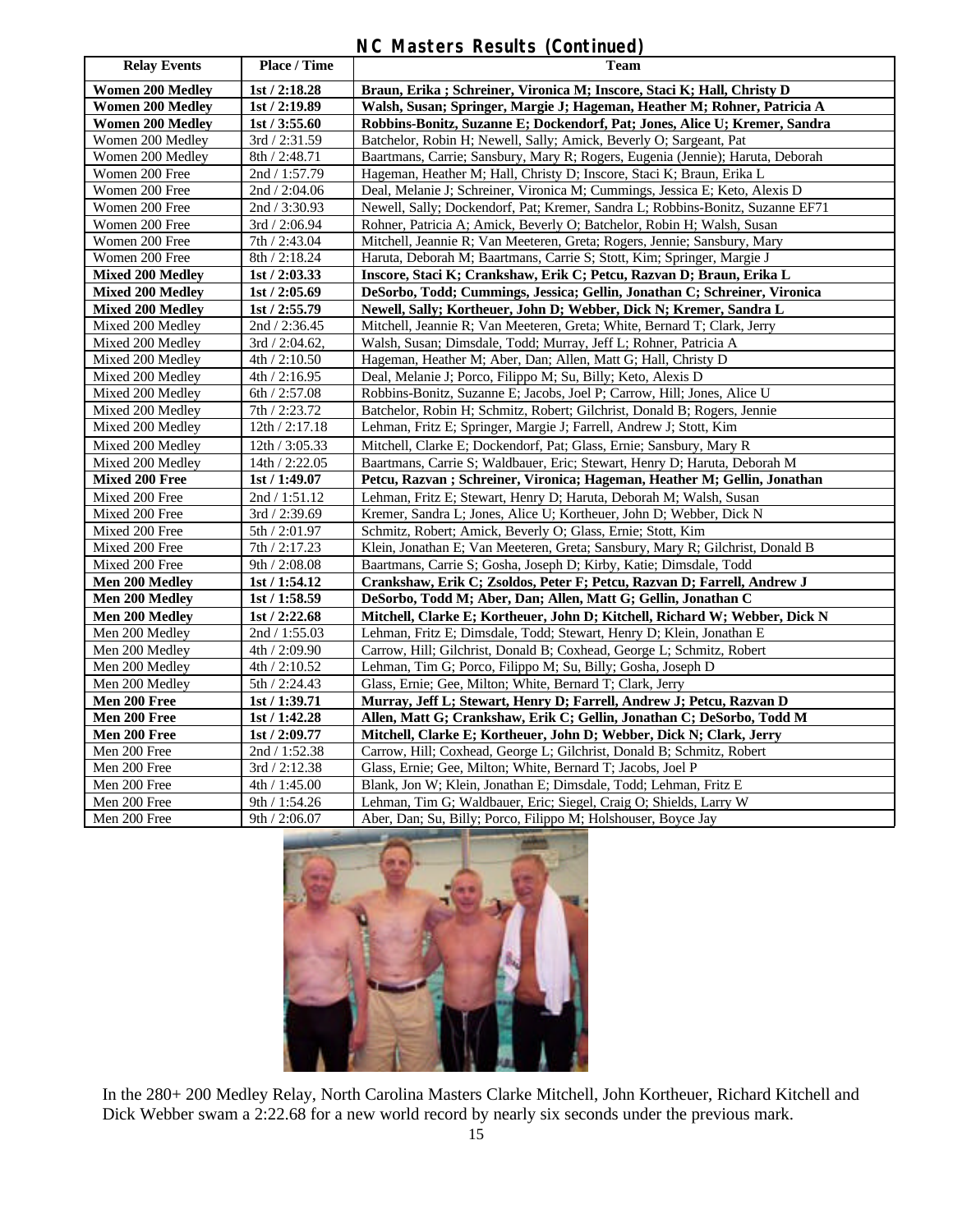## NC Masters Results (Continued)

| Relay Events | Place / Time | Team |
|---|---|---|
| **Women 200 Medley** | **1st / 2:18.28** | **Braun, Erika ; Schreiner, Vironica M; Inscore, Staci K; Hall, Christy D** |
| **Women 200 Medley** | **1st / 2:19.89** | **Walsh, Susan; Springer, Margie J; Hageman, Heather M; Rohner, Patricia A** |
| **Women 200 Medley** | **1st / 3:55.60** | **Robbins-Bonitz, Suzanne E; Dockendorf, Pat; Jones, Alice U; Kremer, Sandra** |
| Women 200 Medley | 3rd / 2:31.59 | Batchelor, Robin H; Newell, Sally; Amick, Beverly O; Sargeant, Pat |
| Women 200 Medley | 8th / 2:48.71 | Baartmans, Carrie; Sansbury, Mary R; Rogers, Eugenia (Jennie); Haruta, Deborah |
| Women 200 Free | 2nd / 1:57.79 | Hageman, Heather M; Hall, Christy D; Inscore, Staci K; Braun, Erika L |
| Women 200 Free | 2nd / 2:04.06 | Deal, Melanie J; Schreiner, Vironica M; Cummings, Jessica E; Keto, Alexis D |
| Women 200 Free | 2nd / 3:30.93 | Newell, Sally; Dockendorf, Pat; Kremer, Sandra L; Robbins-Bonitz, Suzanne EF71 |
| Women 200 Free | 3rd / 2:06.94 | Rohner, Patricia A; Amick, Beverly O; Batchelor, Robin H; Walsh, Susan |
| Women 200 Free | 7th / 2:43.04 | Mitchell, Jeannie R; Van Meeteren, Greta; Rogers, Jennie; Sansbury, Mary |
| Women 200 Free | 8th / 2:18.24 | Haruta, Deborah M; Baartmans, Carrie S; Stott, Kim; Springer, Margie J |
| **Mixed 200 Medley** | **1st / 2:03.33** | **Inscore, Staci K; Crankshaw, Erik C; Petcu, Razvan D; Braun, Erika L** |
| **Mixed 200 Medley** | **1st / 2:05.69** | **DeSorbo, Todd; Cummings, Jessica; Gellin, Jonathan C; Schreiner, Vironica** |
| **Mixed 200 Medley** | **1st / 2:55.79** | **Newell, Sally; Kortheuer, John D; Webber, Dick N; Kremer, Sandra L** |
| Mixed 200 Medley | 2nd / 2:36.45 | Mitchell, Jeannie R; Van Meeteren, Greta; White, Bernard T; Clark, Jerry |
| Mixed 200 Medley | 3rd / 2:04.62, | Walsh, Susan; Dimsdale, Todd; Murray, Jeff L; Rohner, Patricia A |
| Mixed 200 Medley | 4th / 2:10.50 | Hageman, Heather M; Aber, Dan; Allen, Matt G; Hall, Christy D |
| Mixed 200 Medley | 4th / 2:16.95 | Deal, Melanie J; Porco, Filippo M; Su, Billy; Keto, Alexis D |
| Mixed 200 Medley | 6th / 2:57.08 | Robbins-Bonitz, Suzanne E; Jacobs, Joel P; Carrow, Hill; Jones, Alice U |
| Mixed 200 Medley | 7th / 2:23.72 | Batchelor, Robin H; Schmitz, Robert; Gilchrist, Donald B; Rogers, Jennie |
| Mixed 200 Medley | 12th / 2:17.18 | Lehman, Fritz E; Springer, Margie J; Farrell, Andrew J; Stott, Kim |
| Mixed 200 Medley | 12th / 3:05.33 | Mitchell, Clarke E; Dockendorf, Pat; Glass, Ernie; Sansbury, Mary R |
| Mixed 200 Medley | 14th / 2:22.05 | Baartmans, Carrie S; Waldbauer, Eric; Stewart, Henry D; Haruta, Deborah M |
| **Mixed 200 Free** | **1st / 1:49.07** | **Petcu, Razvan ; Schreiner, Vironica; Hageman, Heather M; Gellin, Jonathan** |
| Mixed 200 Free | 2nd / 1:51.12 | Lehman, Fritz E; Stewart, Henry D; Haruta, Deborah M; Walsh, Susan |
| Mixed 200 Free | 3rd / 2:39.69 | Kremer, Sandra L; Jones, Alice U; Kortheuer, John D; Webber, Dick N |
| Mixed 200 Free | 5th / 2:01.97 | Schmitz, Robert; Amick, Beverly O; Glass, Ernie; Stott, Kim |
| Mixed 200 Free | 7th / 2:17.23 | Klein, Jonathan E; Van Meeteren, Greta; Sansbury, Mary R; Gilchrist, Donald B |
| Mixed 200 Free | 9th / 2:08.08 | Baartmans, Carrie S; Gosha, Joseph D; Kirby, Katie; Dimsdale, Todd |
| **Men 200 Medley** | **1st / 1:54.12** | **Crankshaw, Erik C; Zsoldos, Peter F; Petcu, Razvan D; Farrell, Andrew J** |
| **Men 200 Medley** | **1st / 1:58.59** | **DeSorbo, Todd M; Aber, Dan; Allen, Matt G; Gellin, Jonathan C** |
| **Men 200 Medley** | **1st / 2:22.68** | **Mitchell, Clarke E; Kortheuer, John D; Kitchell, Richard W; Webber, Dick N** |
| Men 200 Medley | 2nd / 1:55.03 | Lehman, Fritz E; Dimsdale, Todd; Stewart, Henry D; Klein, Jonathan E |
| Men 200 Medley | 4th / 2:09.90 | Carrow, Hill; Gilchrist, Donald B; Coxhead, George L; Schmitz, Robert |
| Men 200 Medley | 4th / 2:10.52 | Lehman, Tim G; Porco, Filippo M; Su, Billy; Gosha, Joseph D |
| Men 200 Medley | 5th / 2:24.43 | Glass, Ernie; Gee, Milton; White, Bernard T; Clark, Jerry |
| **Men 200 Free** | **1st / 1:39.71** | **Murray, Jeff L; Stewart, Henry D; Farrell, Andrew J; Petcu, Razvan D** |
| **Men 200 Free** | **1st / 1:42.28** | **Allen, Matt G; Crankshaw, Erik C; Gellin, Jonathan C; DeSorbo, Todd M** |
| **Men 200 Free** | **1st / 2:09.77** | **Mitchell, Clarke E; Kortheuer, John D; Webber, Dick N; Clark, Jerry** |
| Men 200 Free | 2nd / 1:52.38 | Carrow, Hill; Coxhead, George L; Gilchrist, Donald B; Schmitz, Robert |
| Men 200 Free | 3rd / 2:12.38 | Glass, Ernie; Gee, Milton; White, Bernard T; Jacobs, Joel P |
| Men 200 Free | 4th / 1:45.00 | Blank, Jon W; Klein, Jonathan E; Dimsdale, Todd; Lehman, Fritz E |
| Men 200 Free | 9th / 1:54.26 | Lehman, Tim G; Waldbauer, Eric; Siegel, Craig O; Shields, Larry W |
| Men 200 Free | 9th / 2:06.07 | Aber, Dan; Su, Billy; Porco, Filippo M; Holshouser, Boyce Jay |

In the 280+ 200 Medley Relay, North Carolina Masters Clarke Mitchell, John Kortheuer, Richard Kitchell and Dick Webber swam a 2:22.68 for a new world record by nearly six seconds under the previous mark.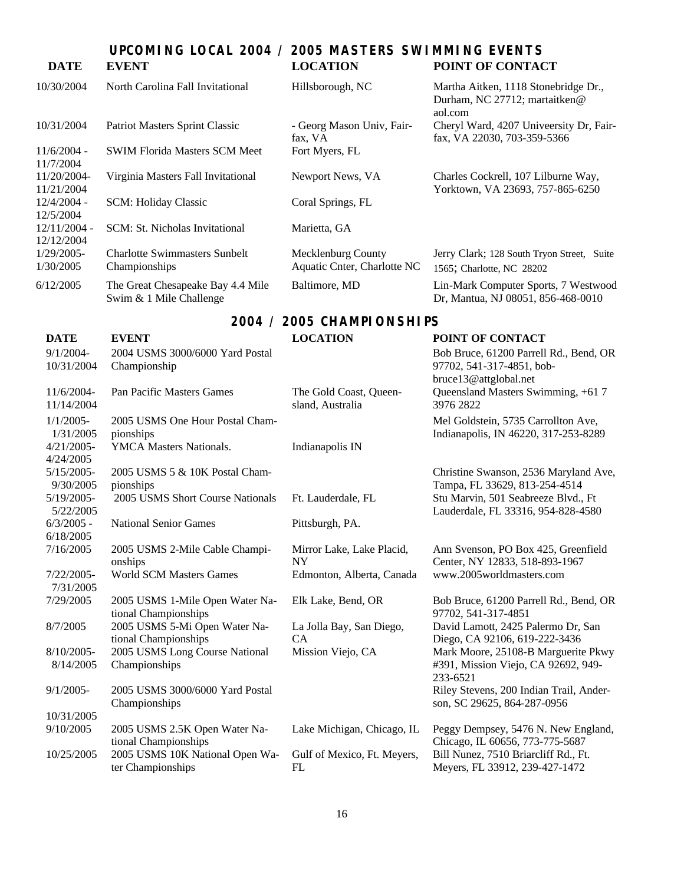## UPCOMING LOCAL 2004 / 2005 MASTERS SWIMMING EVENTS

| DATE | EVENT | LOCATION | POINT OF CONTACT |
|---|---|---|---|
| 10/30/2004 | North Carolina Fall Invitational | Hillsborough, NC | Martha Aitken, 1118 Stonebridge Dr., Durham, NC 27712; martaitken@ aol.com |
| 10/31/2004 | Patriot Masters Sprint Classic | - Georg Mason Univ, Fair-fax, VA | Cheryl Ward, 4207 Univeersity Dr, Fair-fax, VA 22030, 703-359-5366 |
| 11/6/2004 - 11/7/2004 | SWIM Florida Masters SCM Meet | Fort Myers, FL | |
| 11/20/2004- 11/21/2004 | Virginia Masters Fall Invitational | Newport News, VA | Charles Cockrell, 107 Lilburne Way, Yorktown, VA 23693, 757-865-6250 |
| 12/4/2004 - 12/5/2004 | SCM: Holiday Classic | Coral Springs, FL | |
| 12/11/2004 - 12/12/2004 | SCM: St. Nicholas Invitational | Marietta, GA | |
| 1/29/2005- 1/30/2005 | Charlotte Swimmasters Sunbelt Championships | Mecklenburg County Aquatic Cnter, Charlotte NC | Jerry Clark; 128 South Tryon Street, Suite 1565; Charlotte, NC 28202 |
| 6/12/2005 | The Great Chesapeake Bay 4.4 Mile Swim & 1 Mile Challenge | Baltimore, MD | Lin-Mark Computer Sports, 7 Westwood Dr, Mantua, NJ 08051, 856-468-0010 |

## 2004 / 2005 CHAMPIONSHIPS

| DATE | EVENT | LOCATION | POINT OF CONTACT |
|---|---|---|---|
| 9/1/2004- 10/31/2004 | 2004 USMS 3000/6000 Yard Postal Championship | | Bob Bruce, 61200 Parrell Rd., Bend, OR 97702, 541-317-4851, bob-bruce13@attglobal.net |
| 11/6/2004- 11/14/2004 | Pan Pacific Masters Games | The Gold Coast, Queen-sland, Australia | Queensland Masters Swimming, +61 7 3976 2822 |
| 1/1/2005- 1/31/2005 | 2005 USMS One Hour Postal Cham-pionships | | Mel Goldstein, 5735 Carrollton Ave, Indianapolis, IN 46220, 317-253-8289 |
| 4/21/2005- 4/24/2005 | YMCA Masters Nationals. | Indianapolis IN | |
| 5/15/2005- 9/30/2005 | 2005 USMS 5 & 10K Postal Cham-pionships | | Christine Swanson, 2536 Maryland Ave, Tampa, FL 33629, 813-254-4514 |
| 5/19/2005- 5/22/2005 | 2005 USMS Short Course Nationals | Ft. Lauderdale, FL | Stu Marvin, 501 Seabreeze Blvd., Ft Lauderdale, FL 33316, 954-828-4580 |
| 6/3/2005 - 6/18/2005 | National Senior Games | Pittsburgh, PA. | |
| 7/16/2005 | 2005 USMS 2-Mile Cable Champi-onships | Mirror Lake, Lake Placid, NY | Ann Svenson, PO Box 425, Greenfield Center, NY 12833, 518-893-1967 |
| 7/22/2005- 7/31/2005 | World SCM Masters Games | Edmonton, Alberta, Canada | www.2005worldmasters.com |
| 7/29/2005 | 2005 USMS 1-Mile Open Water Na-tional Championships | Elk Lake, Bend, OR | Bob Bruce, 61200 Parrell Rd., Bend, OR 97702, 541-317-4851 |
| 8/7/2005 | 2005 USMS 5-Mi Open Water Na-tional Championships | La Jolla Bay, San Diego, CA | David Lamott, 2425 Palermo Dr, San Diego, CA 92106, 619-222-3436 |
| 8/10/2005- 8/14/2005 | 2005 USMS Long Course National Championships | Mission Viejo, CA | Mark Moore, 25108-B Marguerite Pkwy #391, Mission Viejo, CA 92692, 949-233-6521 |
| 9/1/2005- 10/31/2005 | 2005 USMS 3000/6000 Yard Postal Championships | | Riley Stevens, 200 Indian Trail, Ander-son, SC 29625, 864-287-0956 |
| 9/10/2005 | 2005 USMS 2.5K Open Water Na-tional Championships | Lake Michigan, Chicago, IL | Peggy Dempsey, 5476 N. New England, Chicago, IL 60656, 773-775-5687 |
| 10/25/2005 | 2005 USMS 10K National Open Wa-ter Championships | Gulf of Mexico, Ft. Meyers, FL | Bill Nunez, 7510 Briarcliff Rd., Ft. Meyers, FL 33912, 239-427-1472 |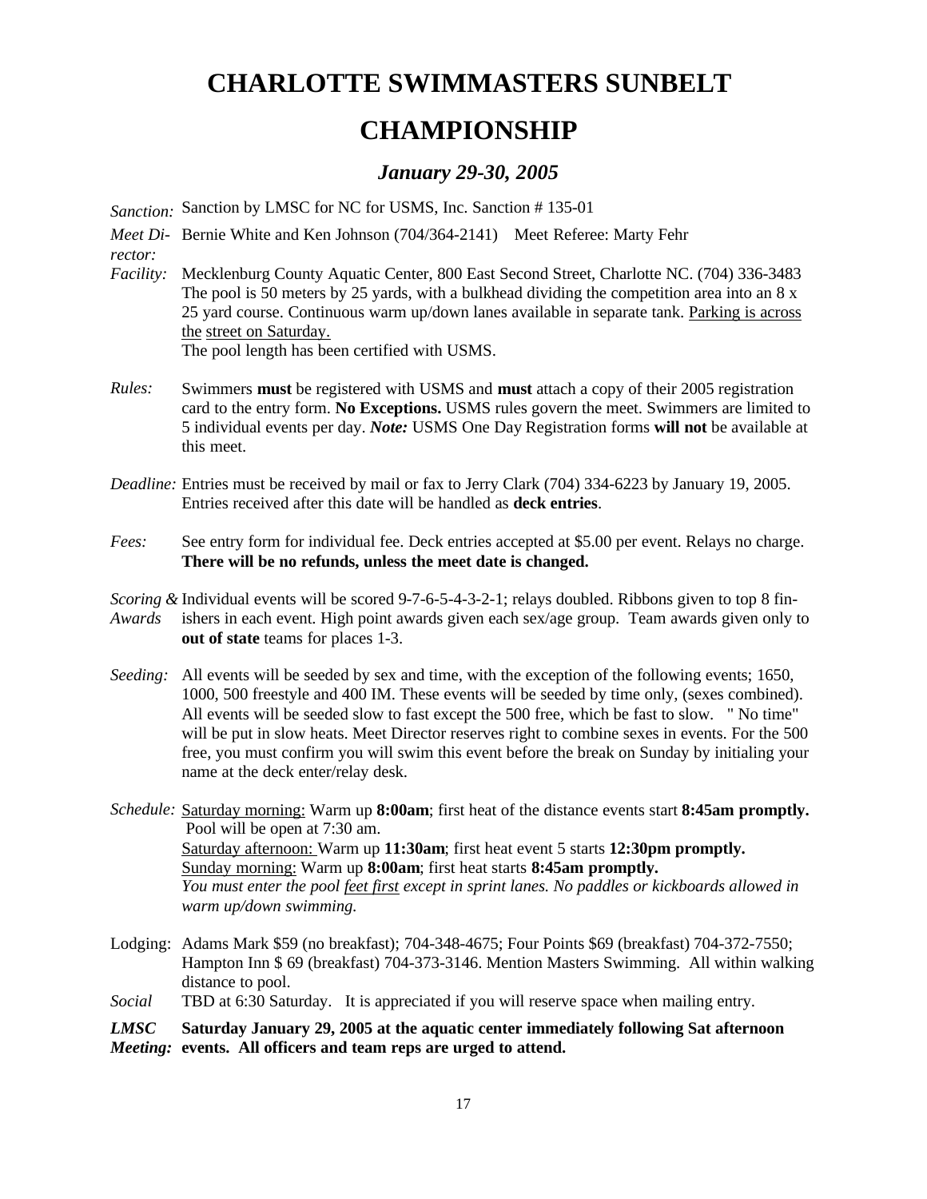# CHARLOTTE SWIMMASTERS SUNBELT CHAMPIONSHIP

### *January 29-30, 2005*

*Sanction:* Sanction by LMSC for NC for USMS, Inc. Sanction # 135-01

*Meet Director:* Bernie White and Ken Johnson (704/364-2141) Meet Referee: Marty Fehr

*Facility:* Mecklenburg County Aquatic Center, 800 East Second Street, Charlotte NC. (704) 336-3483 The pool is 50 meters by 25 yards, with a bulkhead dividing the competition area into an 8 x 25 yard course. Continuous warm up/down lanes available in separate tank. <u>Parking is across the street on Saturday.</u>
The pool length has been certified with USMS.

*Rules:* Swimmers **must** be registered with USMS and **must** attach a copy of their 2005 registration card to the entry form. **No Exceptions.** USMS rules govern the meet. Swimmers are limited to 5 individual events per day. ***Note:*** USMS One Day Registration forms **will not** be available at this meet.

*Deadline:* Entries must be received by mail or fax to Jerry Clark (704) 334-6223 by January 19, 2005. Entries received after this date will be handled as **deck entries**.

*Fees:* See entry form for individual fee. Deck entries accepted at $5.00 per event. Relays no charge. **There will be no refunds, unless the meet date is changed.**

*Scoring & Awards* Individual events will be scored 9-7-6-5-4-3-2-1; relays doubled. Ribbons given to top 8 finishers in each event. High point awards given each sex/age group. Team awards given only to **out of state** teams for places 1-3.

*Seeding:* All events will be seeded by sex and time, with the exception of the following events; 1650, 1000, 500 freestyle and 400 IM. These events will be seeded by time only, (sexes combined). All events will be seeded slow to fast except the 500 free, which be fast to slow. " No time" will be put in slow heats. Meet Director reserves right to combine sexes in events. For the 500 free, you must confirm you will swim this event before the break on Sunday by initialing your name at the deck enter/relay desk.

*Schedule:* <u>Saturday morning:</u> Warm up **8:00am**; first heat of the distance events start **8:45am promptly.** Pool will be open at 7:30 am.
<u>Saturday afternoon:</u> Warm up **11:30am**; first heat event 5 starts **12:30pm promptly.**
<u>Sunday morning:</u> Warm up **8:00am**; first heat starts **8:45am promptly.**
*You must enter the pool <u>feet first</u> except in sprint lanes. No paddles or kickboards allowed in warm up/down swimming.*

Lodging: Adams Mark $59 (no breakfast); 704-348-4675; Four Points $69 (breakfast) 704-372-7550; Hampton Inn $ 69 (breakfast) 704-373-3146. Mention Masters Swimming. All within walking distance to pool.

*Social* TBD at 6:30 Saturday. It is appreciated if you will reserve space when mailing entry.

***LMSC Meeting:*** **Saturday January 29, 2005 at the aquatic center immediately following Sat afternoon events. All officers and team reps are urged to attend.**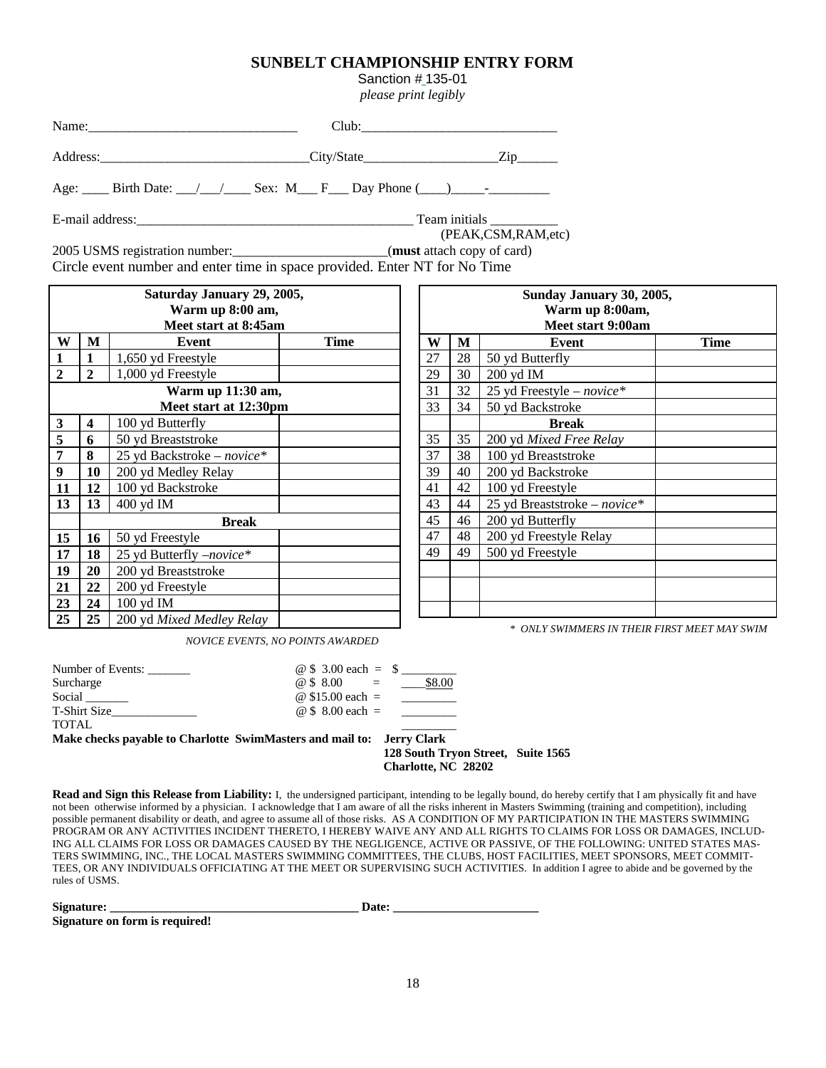# SUNBELT CHAMPIONSHIP ENTRY FORM

Sanction # 135-01

*please print legibly*

Name:_______________________________ Club:_____________________________

Address:_______________________________City/State____________________Zip______

Age: ____ Birth Date: ___/___/____ Sex: M___ F___ Day Phone (____)_____-_________

E-mail address:__________________________________________ Team initials __________
(PEAK,CSM,RAM,etc)

2005 USMS registration number:______________________(**must** attach copy of card)

Circle event number and enter time in space provided. Enter NT for No Time

| Saturday January 29, 2005, Warm up 8:00 am, Meet start at 8:45am | | | |
|---|---|---|---|
| **W** | **M** | **Event** | **Time** |
| **1** | **1** | 1,650 yd Freestyle | |
| **2** | **2** | 1,000 yd Freestyle | |
| | | **Warm up 11:30 am, Meet start at 12:30pm** | |
| **3** | **4** | 100 yd Butterfly | |
| **5** | **6** | 50 yd Breaststroke | |
| **7** | **8** | 25 yd Backstroke – *novice\** | |
| **9** | **10** | 200 yd Medley Relay | |
| **11** | **12** | 100 yd Backstroke | |
| **13** | **13** | 400 yd IM | |
| | | **Break** | |
| **15** | **16** | 50 yd Freestyle | |
| **17** | **18** | 25 yd Butterfly –*novice\** | |
| **19** | **20** | 200 yd Breaststroke | |
| **21** | **22** | 200 yd Freestyle | |
| **23** | **24** | 100 yd IM | |
| **25** | **25** | 200 yd *Mixed Medley Relay* | |

*NOVICE EVENTS, NO POINTS AWARDED*

| Sunday January 30, 2005, Warm up 8:00am, Meet start 9:00am | | | |
|---|---|---|---|
| **W** | **M** | **Event** | **Time** |
| 27 | 28 | 50 yd Butterfly | |
| 29 | 30 | 200 yd IM | |
| 31 | 32 | 25 yd Freestyle – *novice\** | |
| 33 | 34 | 50 yd Backstroke | |
| | | **Break** | |
| 35 | 35 | 200 yd *Mixed Free Relay* | |
| 37 | 38 | 100 yd Breaststroke | |
| 39 | 40 | 200 yd Backstroke | |
| 41 | 42 | 100 yd Freestyle | |
| 43 | 44 | 25 yd Breaststroke – *novice\** | |
| 45 | 46 | 200 yd Butterfly | |
| 47 | 48 | 200 yd Freestyle Relay | |
| 49 | 49 | 500 yd Freestyle | |
| | | | |
| | | | |
| | | | |

*\* ONLY SWIMMERS IN THEIR FIRST MEET MAY SWIM*

| | | |
|---|---|---|
| Number of Events: _______ | @ $ 3.00 each = | $ _________ |
| Surcharge | @ $ 8.00 = | $8.00 |
| Social _______ | @ $15.00 each = | _________ |
| T-Shirt Size______________ | @ $ 8.00 each = | _________ |
| TOTAL | | _________ |

**Make checks payable to Charlotte SwimMasters and mail to: Jerry Clark**
**128 South Tryon Street, Suite 1565**
**Charlotte, NC 28202**

**Read and Sign this Release from Liability:** I, the undersigned participant, intending to be legally bound, do hereby certify that I am physically fit and have not been otherwise informed by a physician. I acknowledge that I am aware of all the risks inherent in Masters Swimming (training and competition), including possible permanent disability or death, and agree to assume all of those risks. AS A CONDITION OF MY PARTICIPATION IN THE MASTERS SWIMMING PROGRAM OR ANY ACTIVITIES INCIDENT THERETO, I HEREBY WAIVE ANY AND ALL RIGHTS TO CLAIMS FOR LOSS OR DAMAGES, INCLUDING ALL CLAIMS FOR LOSS OR DAMAGES CAUSED BY THE NEGLIGENCE, ACTIVE OR PASSIVE, OF THE FOLLOWING: UNITED STATES MASTERS SWIMMING, INC., THE LOCAL MASTERS SWIMMING COMMITTEES, THE CLUBS, HOST FACILITIES, MEET SPONSORS, MEET COMMITTEES, OR ANY INDIVIDUALS OFFICIATING AT THE MEET OR SUPERVISING SUCH ACTIVITIES. In addition I agree to abide and be governed by the rules of USMS.

**Signature: ________________________________________ Date: _______________________**

**Signature on form is required!**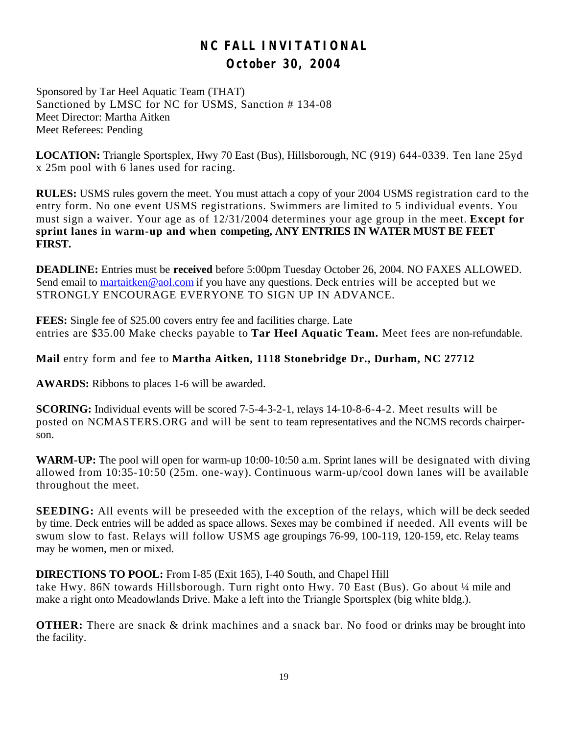# NC FALL INVITATIONAL

## October 30, 2004

Sponsored by Tar Heel Aquatic Team (THAT)
Sanctioned by LMSC for NC for USMS, Sanction # 134-08
Meet Director: Martha Aitken
Meet Referees: Pending

**LOCATION:** Triangle Sportsplex, Hwy 70 East (Bus), Hillsborough, NC (919) 644-0339. Ten lane 25yd x 25m pool with 6 lanes used for racing.

**RULES:** USMS rules govern the meet. You must attach a copy of your 2004 USMS registration card to the entry form. No one event USMS registrations. Swimmers are limited to 5 individual events. You must sign a waiver. Your age as of 12/31/2004 determines your age group in the meet. **Except for sprint lanes in warm-up and when competing, ANY ENTRIES IN WATER MUST BE FEET FIRST.**

**DEADLINE:** Entries must be **received** before 5:00pm Tuesday October 26, 2004. NO FAXES ALLOWED. Send email to martaitken@aol.com if you have any questions. Deck entries will be accepted but we STRONGLY ENCOURAGE EVERYONE TO SIGN UP IN ADVANCE.

**FEES:** Single fee of $25.00 covers entry fee and facilities charge. Late entries are $35.00 Make checks payable to **Tar Heel Aquatic Team.** Meet fees are non-refundable.

**Mail** entry form and fee to **Martha Aitken, 1118 Stonebridge Dr., Durham, NC 27712**

**AWARDS:** Ribbons to places 1-6 will be awarded.

**SCORING:** Individual events will be scored 7-5-4-3-2-1, relays 14-10-8-6-4-2. Meet results will be posted on NCMASTERS.ORG and will be sent to team representatives and the NCMS records chairperson.

**WARM-UP:** The pool will open for warm-up 10:00-10:50 a.m. Sprint lanes will be designated with diving allowed from 10:35-10:50 (25m. one-way). Continuous warm-up/cool down lanes will be available throughout the meet.

**SEEDING:** All events will be preseeded with the exception of the relays, which will be deck seeded by time. Deck entries will be added as space allows. Sexes may be combined if needed. All events will be swum slow to fast. Relays will follow USMS age groupings 76-99, 100-119, 120-159, etc. Relay teams may be women, men or mixed.

**DIRECTIONS TO POOL:** From I-85 (Exit 165), I-40 South, and Chapel Hill take Hwy. 86N towards Hillsborough. Turn right onto Hwy. 70 East (Bus). Go about ¼ mile and make a right onto Meadowlands Drive. Make a left into the Triangle Sportsplex (big white bldg.).

**OTHER:** There are snack & drink machines and a snack bar. No food or drinks may be brought into the facility.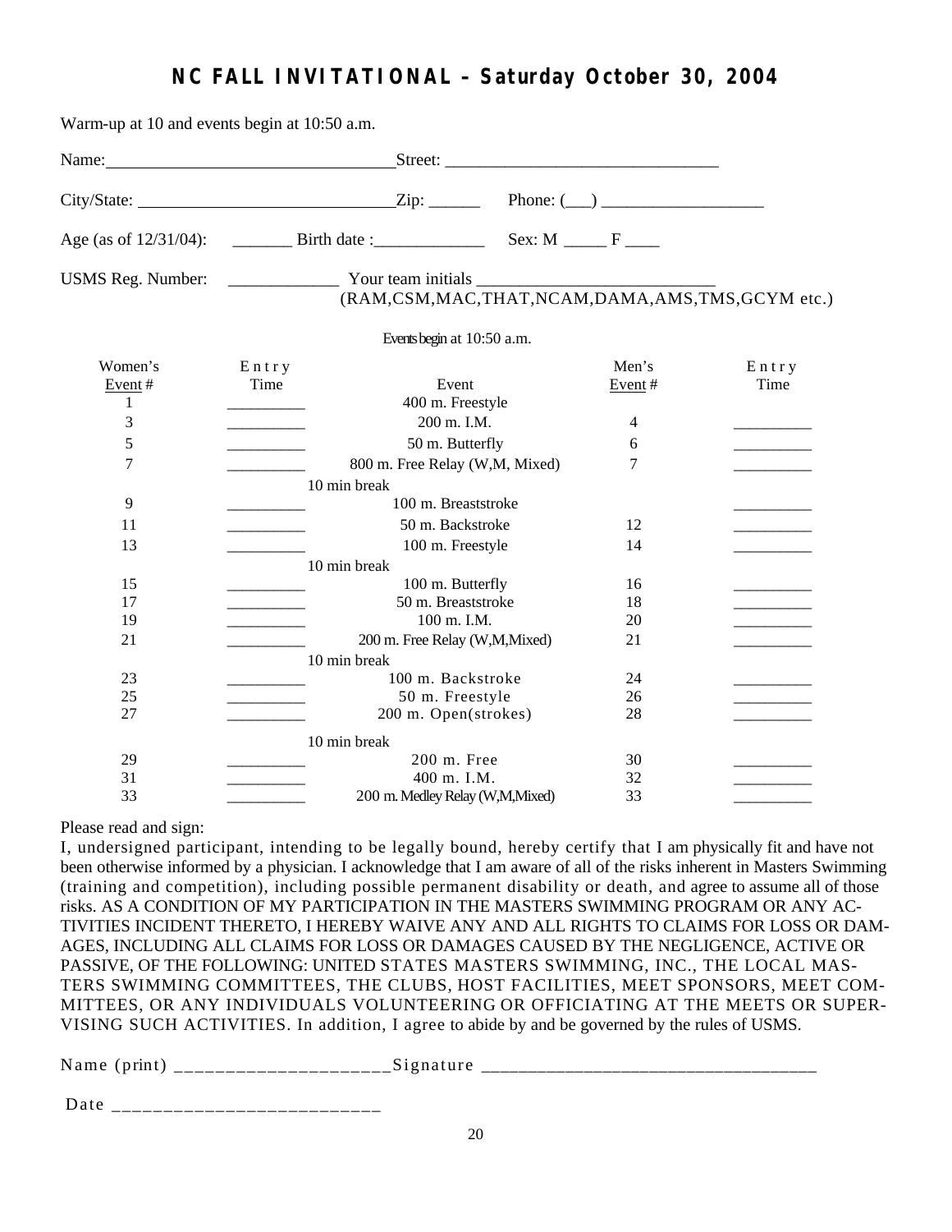# NC FALL INVITATIONAL – Saturday October 30, 2004

Warm-up at 10 and events begin at 10:50 a.m.

Name:_________________________________Street: _______________________________

City/State: ______________________________Zip: ______ Phone: (___) ___________________

Age (as of 12/31/04): _______ Birth date :_____________ Sex: M _____ F ____

USMS Reg. Number: ____________ Your team initials ___________________________
(RAM,CSM,MAC,THAT,NCAM,DAMA,AMS,TMS,GCYM etc.)

Events begin at 10:50 a.m.

| Women's Event # | Entry Time | Event | Men's Event # | Entry Time |
|---|---|---|---|---|
| 1 | _________ | 400 m. Freestyle | | |
| 3 | _________ | 200 m. I.M. | 4 | _________ |
| 5 | _________ | 50 m. Butterfly | 6 | _________ |
| 7 | _________ | 800 m. Free Relay (W,M, Mixed) | 7 | _________ |
| | 10 min break | | | |
| 9 | _________ | 100 m. Breaststroke | | _________ |
| 11 | _________ | 50 m. Backstroke | 12 | _________ |
| 13 | _________ | 100 m. Freestyle | 14 | _________ |
| | 10 min break | | | |
| 15 | _________ | 100 m. Butterfly | 16 | _________ |
| 17 | _________ | 50 m. Breaststroke | 18 | _________ |
| 19 | _________ | 100 m. I.M. | 20 | _________ |
| 21 | _________ | 200 m. Free Relay (W,M,Mixed) | 21 | _________ |
| | 10 min break | | | |
| 23 | _________ | 100 m. Backstroke | 24 | _________ |
| 25 | _________ | 50 m. Freestyle | 26 | _________ |
| 27 | _________ | 200 m. Open(strokes) | 28 | _________ |
| | 10 min break | | | |
| 29 | _________ | 200 m. Free | 30 | _________ |
| 31 | _________ | 400 m. I.M. | 32 | _________ |
| 33 | _________ | 200 m. Medley Relay (W,M,Mixed) | 33 | _________ |

Please read and sign:

I, undersigned participant, intending to be legally bound, hereby certify that I am physically fit and have not been otherwise informed by a physician. I acknowledge that I am aware of all of the risks inherent in Masters Swimming (training and competition), including possible permanent disability or death, and agree to assume all of those risks. AS A CONDITION OF MY PARTICIPATION IN THE MASTERS SWIMMING PROGRAM OR ANY ACTIVITIES INCIDENT THERETO, I HEREBY WAIVE ANY AND ALL RIGHTS TO CLAIMS FOR LOSS OR DAMAGES, INCLUDING ALL CLAIMS FOR LOSS OR DAMAGES CAUSED BY THE NEGLIGENCE, ACTIVE OR PASSIVE, OF THE FOLLOWING: UNITED STATES MASTERS SWIMMING, INC., THE LOCAL MASTERS SWIMMING COMMITTEES, THE CLUBS, HOST FACILITIES, MEET SPONSORS, MEET COMMITTEES, OR ANY INDIVIDUALS VOLUNTEERING OR OFFICIATING AT THE MEETS OR SUPERVISING SUCH ACTIVITIES. In addition, I agree to abide by and be governed by the rules of USMS.

Name (print) ____________________Signature _________________________________

Date ________________________